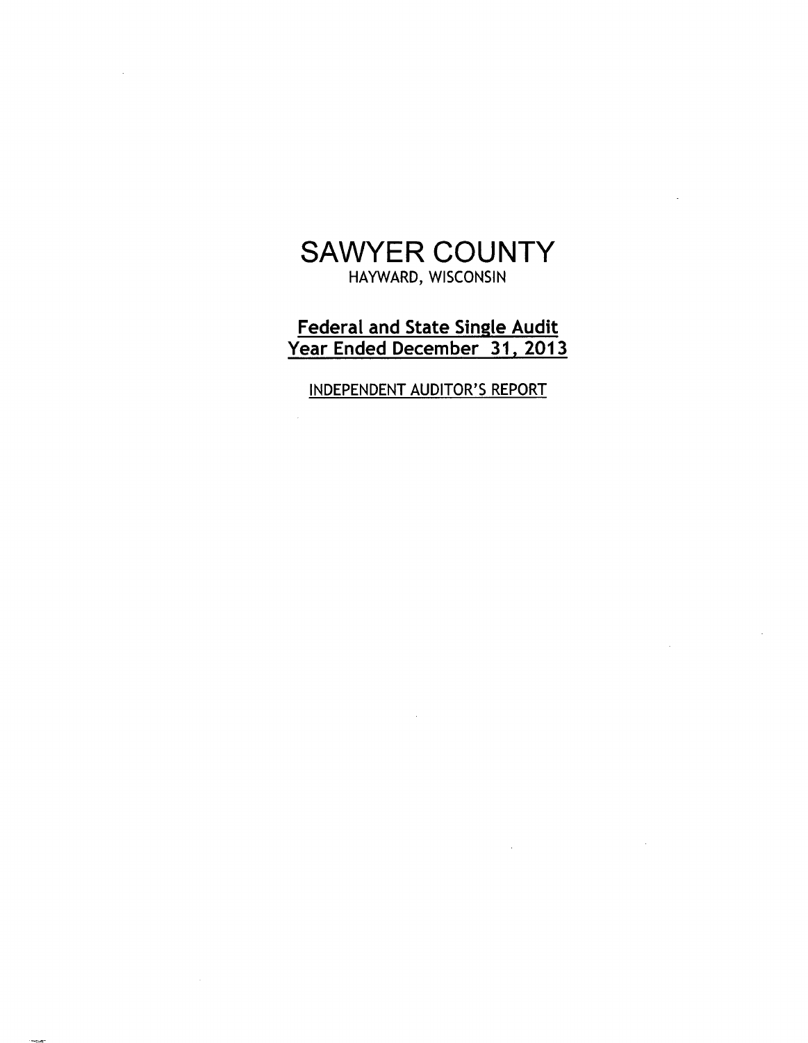# SAWYER COUNTY

HAYWARD, WISCONSIN

## Federal and State Single Audit
## Year Ended December 31, 2013

INDEPENDENT AUDITOR'S REPORT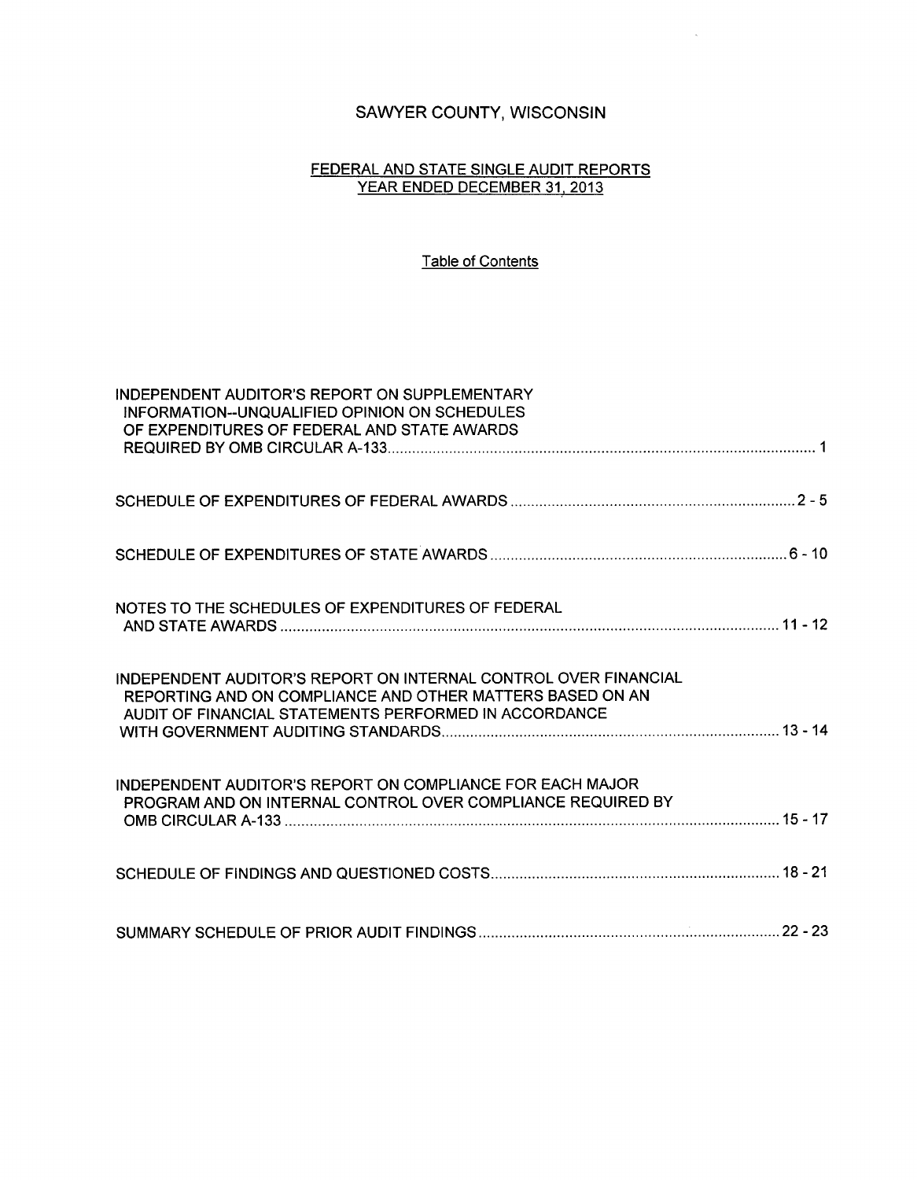# SAWYER COUNTY, WISCONSIN

## FEDERAL AND STATE SINGLE AUDIT REPORTS
## YEAR ENDED DECEMBER 31, 2013

### Table of Contents

| | |
|---|---|
| INDEPENDENT AUDITOR'S REPORT ON SUPPLEMENTARY INFORMATION--UNQUALIFIED OPINION ON SCHEDULES OF EXPENDITURES OF FEDERAL AND STATE AWARDS REQUIRED BY OMB CIRCULAR A-133 | 1 |
| SCHEDULE OF EXPENDITURES OF FEDERAL AWARDS | 2 - 5 |
| SCHEDULE OF EXPENDITURES OF STATE AWARDS | 6 - 10 |
| NOTES TO THE SCHEDULES OF EXPENDITURES OF FEDERAL AND STATE AWARDS | 11 - 12 |
| INDEPENDENT AUDITOR'S REPORT ON INTERNAL CONTROL OVER FINANCIAL REPORTING AND ON COMPLIANCE AND OTHER MATTERS BASED ON AN AUDIT OF FINANCIAL STATEMENTS PERFORMED IN ACCORDANCE WITH GOVERNMENT AUDITING STANDARDS | 13 - 14 |
| INDEPENDENT AUDITOR'S REPORT ON COMPLIANCE FOR EACH MAJOR PROGRAM AND ON INTERNAL CONTROL OVER COMPLIANCE REQUIRED BY OMB CIRCULAR A-133 | 15 - 17 |
| SCHEDULE OF FINDINGS AND QUESTIONED COSTS | 18 - 21 |
| SUMMARY SCHEDULE OF PRIOR AUDIT FINDINGS | 22 - 23 |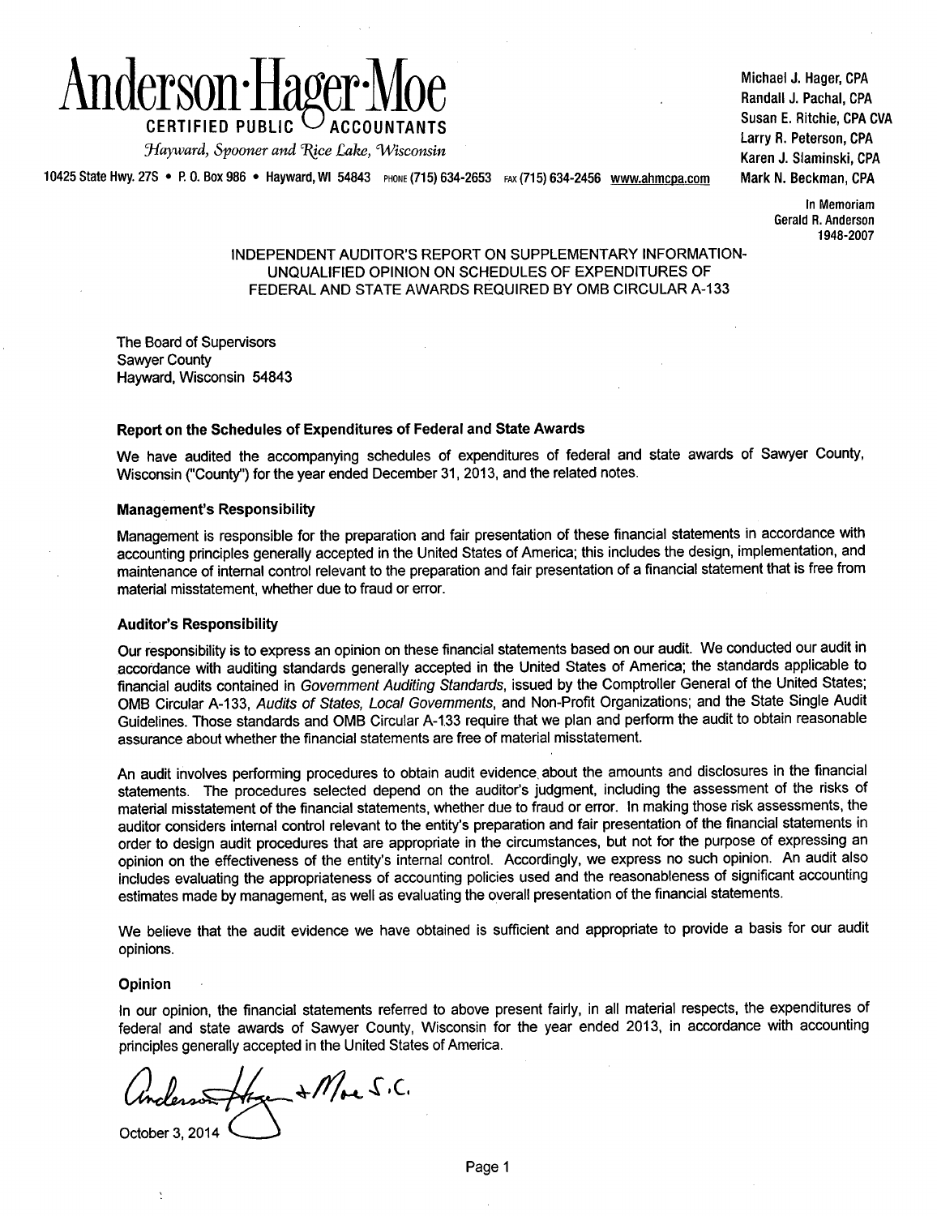# Anderson·Hager·Moe

CERTIFIED PUBLIC ACCOUNTANTS

*Hayward, Spooner and Rice Lake, Wisconsin*

10425 State Hwy. 27S • P. O. Box 986 • Hayward, WI 54843 PHONE (715) 634-2653 FAX (715) 634-2456 www.ahmcpa.com

Michael J. Hager, CPA
Randall J. Pachal, CPA
Susan E. Ritchie, CPA CVA
Larry R. Peterson, CPA
Karen J. Slaminski, CPA
Mark N. Beckman, CPA

In Memoriam
Gerald R. Anderson
1948-2007

## INDEPENDENT AUDITOR'S REPORT ON SUPPLEMENTARY INFORMATION-UNQUALIFIED OPINION ON SCHEDULES OF EXPENDITURES OF FEDERAL AND STATE AWARDS REQUIRED BY OMB CIRCULAR A-133

The Board of Supervisors
Sawyer County
Hayward, Wisconsin 54843

### Report on the Schedules of Expenditures of Federal and State Awards

We have audited the accompanying schedules of expenditures of federal and state awards of Sawyer County, Wisconsin ("County") for the year ended December 31, 2013, and the related notes.

### Management's Responsibility

Management is responsible for the preparation and fair presentation of these financial statements in accordance with accounting principles generally accepted in the United States of America; this includes the design, implementation, and maintenance of internal control relevant to the preparation and fair presentation of a financial statement that is free from material misstatement, whether due to fraud or error.

### Auditor's Responsibility

Our responsibility is to express an opinion on these financial statements based on our audit. We conducted our audit in accordance with auditing standards generally accepted in the United States of America; the standards applicable to financial audits contained in *Government Auditing Standards*, issued by the Comptroller General of the United States; OMB Circular A-133, *Audits of States, Local Governments*, and Non-Profit Organizations; and the State Single Audit Guidelines. Those standards and OMB Circular A-133 require that we plan and perform the audit to obtain reasonable assurance about whether the financial statements are free of material misstatement.

An audit involves performing procedures to obtain audit evidence about the amounts and disclosures in the financial statements. The procedures selected depend on the auditor's judgment, including the assessment of the risks of material misstatement of the financial statements, whether due to fraud or error. In making those risk assessments, the auditor considers internal control relevant to the entity's preparation and fair presentation of the financial statements in order to design audit procedures that are appropriate in the circumstances, but not for the purpose of expressing an opinion on the effectiveness of the entity's internal control. Accordingly, we express no such opinion. An audit also includes evaluating the appropriateness of accounting policies used and the reasonableness of significant accounting estimates made by management, as well as evaluating the overall presentation of the financial statements.

We believe that the audit evidence we have obtained is sufficient and appropriate to provide a basis for our audit opinions.

### Opinion

In our opinion, the financial statements referred to above present fairly, in all material respects, the expenditures of federal and state awards of Sawyer County, Wisconsin for the year ended 2013, in accordance with accounting principles generally accepted in the United States of America.

Anderson Hager & Moe S.C.

October 3, 2014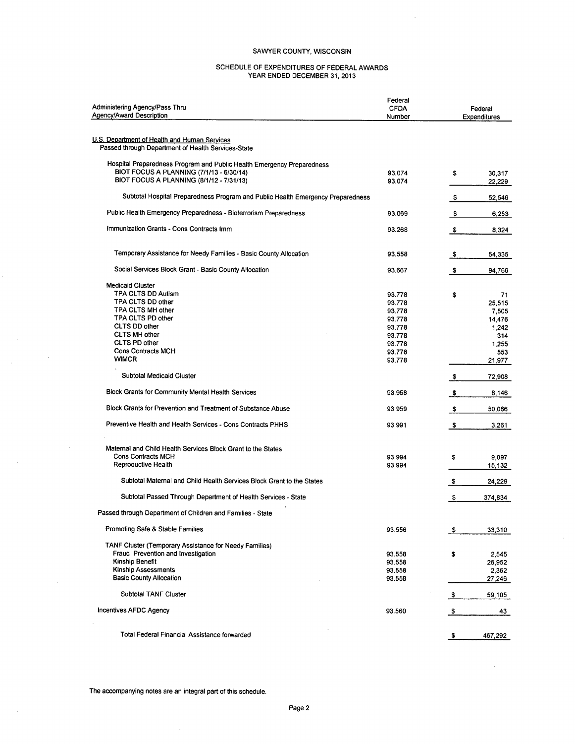# SAWYER COUNTY, WISCONSIN

## SCHEDULE OF EXPENDITURES OF FEDERAL AWARDS
## YEAR ENDED DECEMBER 31, 2013

| Administering Agency/Pass Thru Agency/Award Description | Federal CFDA Number | Federal Expenditures |
|---|---|---|
| U.S. Department of Health and Human Services | | |
| Passed through Department of Health Services-State | | |
| Hospital Preparedness Program and Public Health Emergency Preparedness | | |
| BIOT FOCUS A PLANNING (7/1/13 - 6/30/14) | 93.074 | $ 30,317 |
| BIOT FOCUS A PLANNING (8/1/12 - 7/31/13) | 93.074 | 22,229 |
| Subtotal Hospital Preparedness Program and Public Health Emergency Preparedness | | $ 52,546 |
| Public Health Emergency Preparedness - Bioterrorism Preparedness | 93.069 | $ 6,253 |
| Immunization Grants - Cons Contracts Imm | 93.268 | $ 8,324 |
| Temporary Assistance for Needy Families - Basic County Allocation | 93.558 | $ 54,335 |
| Social Services Block Grant - Basic County Allocation | 93.667 | $ 94,766 |
| Medicaid Cluster | | |
| TPA CLTS DD Autism | 93.778 | $ 71 |
| TPA CLTS DD other | 93.778 | 25,515 |
| TPA CLTS MH other | 93.778 | 7,505 |
| TPA CLTS PD other | 93.778 | 14,476 |
| CLTS DD other | 93.778 | 1,242 |
| CLTS MH other | 93.778 | 314 |
| CLTS PD other | 93.778 | 1,255 |
| Cons Contracts MCH | 93.778 | 553 |
| WIMCR | 93.778 | 21,977 |
| Subtotal Medicaid Cluster | | $ 72,908 |
| Block Grants for Community Mental Health Services | 93.958 | $ 8,146 |
| Block Grants for Prevention and Treatment of Substance Abuse | 93.959 | $ 50,066 |
| Preventive Health and Health Services - Cons Contracts PHHS | 93.991 | $ 3,261 |
| Maternal and Child Health Services Block Grant to the States | | |
| Cons Contracts MCH | 93.994 | $ 9,097 |
| Reproductive Health | 93.994 | 15,132 |
| Subtotal Maternal and Child Health Services Block Grant to the States | | $ 24,229 |
| Subtotal Passed Through Department of Health Services - State | | $ 374,834 |
| Passed through Department of Children and Families - State | | |
| Promoting Safe & Stable Families | 93.556 | $ 33,310 |
| TANF Cluster (Temporary Assistance for Needy Families) | | |
| Fraud Prevention and Investigation | 93.558 | $ 2,545 |
| Kinship Benefit | 93.558 | 26,952 |
| Kinship Assessments | 93.558 | 2,362 |
| Basic County Allocation | 93.558 | 27,246 |
| Subtotal TANF Cluster | | $ 59,105 |
| Incentives AFDC Agency | 93.560 | $ 43 |
| Total Federal Financial Assistance forwarded | | $ 467,292 |

The accompanying notes are an integral part of this schedule.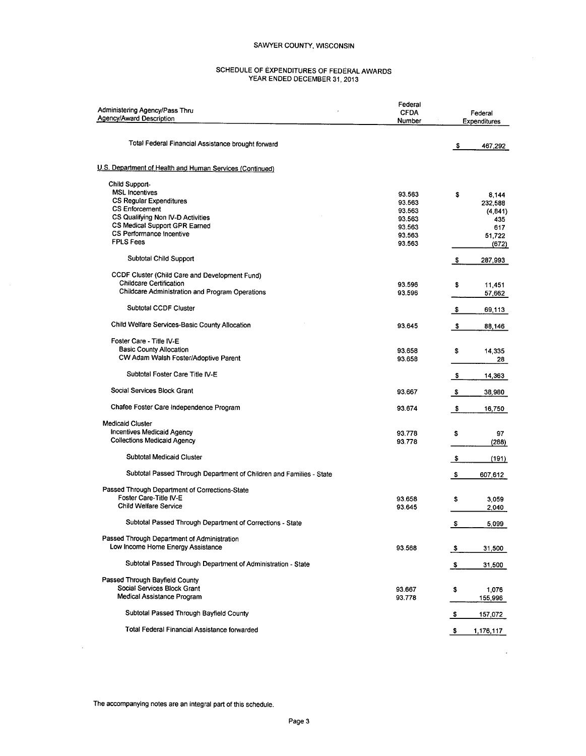SAWYER COUNTY, WISCONSIN

SCHEDULE OF EXPENDITURES OF FEDERAL AWARDS
YEAR ENDED DECEMBER 31, 2013

| Administering Agency/Pass Thru Agency/Award Description | Federal CFDA Number | Federal Expenditures |
|---|---|---|
| Total Federal Financial Assistance brought forward | | $ 467,292 |
| U.S. Department of Health and Human Services (Continued) | | |
| Child Support- | | |
| MSL Incentives | 93.563 | $ 8,144 |
| CS Regular Expenditures | 93.563 | 232,588 |
| CS Enforcement | 93.563 | (4,841) |
| CS Qualifying Non IV-D Activities | 93.563 | 435 |
| CS Medical Support GPR Earned | 93.563 | 617 |
| CS Performance Incentive | 93.563 | 51,722 |
| FPLS Fees | 93.563 | (672) |
| Subtotal Child Support | | $ 287,993 |
| CCDF Cluster (Child Care and Development Fund) | | |
| Childcare Certification | 93.596 | $ 11,451 |
| Childcare Administration and Program Operations | 93.596 | 57,662 |
| Subtotal CCDF Cluster | | $ 69,113 |
| Child Welfare Services-Basic County Allocation | 93.645 | $ 88,146 |
| Foster Care - Title IV-E | | |
| Basic County Allocation | 93.658 | $ 14,335 |
| CW Adam Walsh Foster/Adoptive Parent | 93.658 | 28 |
| Subtotal Foster Care Title IV-E | | $ 14,363 |
| Social Services Block Grant | 93.667 | $ 38,980 |
| Chafee Foster Care Independence Program | 93.674 | $ 16,750 |
| Medicaid Cluster | | |
| Incentives Medicaid Agency | 93.778 | $ 97 |
| Collections Medicaid Agency | 93.778 | (288) |
| Subtotal Medicaid Cluster | | $ (191) |
| Subtotal Passed Through Department of Children and Families - State | | $ 607,612 |
| Passed Through Department of Corrections-State | | |
| Foster Care-Title IV-E | 93.658 | $ 3,059 |
| Child Welfare Service | 93.645 | 2,040 |
| Subtotal Passed Through Department of Corrections - State | | $ 5,099 |
| Passed Through Department of Administration | | |
| Low Income Home Energy Assistance | 93.568 | $ 31,500 |
| Subtotal Passed Through Department of Administration - State | | $ 31,500 |
| Passed Through Bayfield County | | |
| Social Services Block Grant | 93.667 | $ 1,076 |
| Medical Assistance Program | 93.778 | 155,996 |
| Subtotal Passed Through Bayfield County | | $ 157,072 |
| Total Federal Financial Assistance forwarded | | $ 1,176,117 |

The accompanying notes are an integral part of this schedule.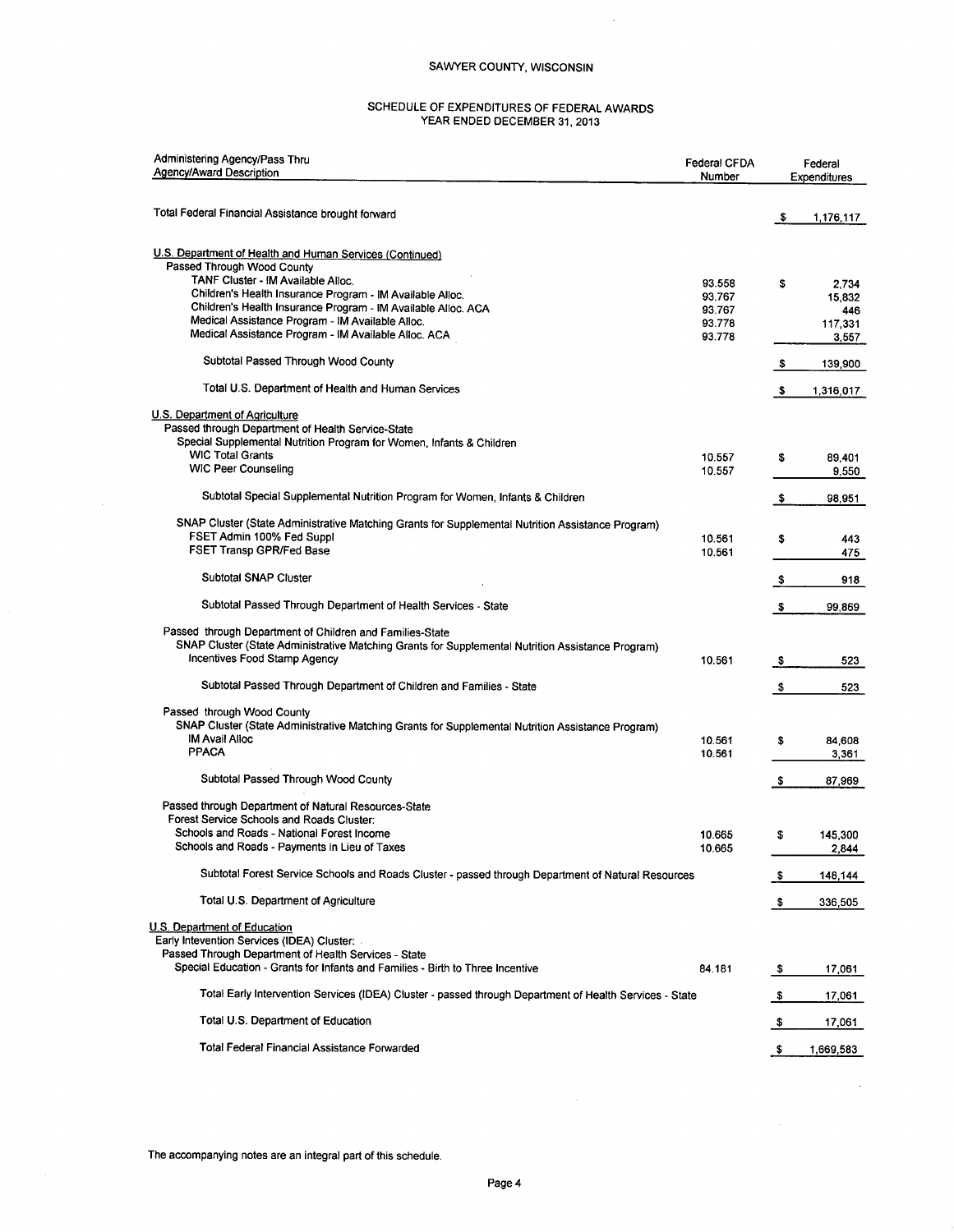SAWYER COUNTY, WISCONSIN

SCHEDULE OF EXPENDITURES OF FEDERAL AWARDS
YEAR ENDED DECEMBER 31, 2013

| Administering Agency/Pass Thru Agency/Award Description | Federal CFDA Number | Federal Expenditures |
|---|---|---|
| Total Federal Financial Assistance brought forward | | $ 1,176,117 |
| **U.S. Department of Health and Human Services (Continued)** | | |
| Passed Through Wood County | | |
| TANF Cluster - IM Available Alloc. | 93.558 | $ 2,734 |
| Children's Health Insurance Program - IM Available Alloc. | 93.767 | 15,832 |
| Children's Health Insurance Program - IM Available Alloc. ACA | 93.767 | 446 |
| Medical Assistance Program - IM Available Alloc. | 93.778 | 117,331 |
| Medical Assistance Program - IM Available Alloc. ACA | 93.778 | 3,557 |
| Subtotal Passed Through Wood County | | $ 139,900 |
| Total U.S. Department of Health and Human Services | | $ 1,316,017 |
| **U.S. Department of Agriculture** | | |
| Passed through Department of Health Service-State | | |
| Special Supplemental Nutrition Program for Women, Infants & Children | | |
| WIC Total Grants | 10.557 | $ 89,401 |
| WIC Peer Counseling | 10.557 | 9,550 |
| Subtotal Special Supplemental Nutrition Program for Women, Infants & Children | | $ 98,951 |
| SNAP Cluster (State Administrative Matching Grants for Supplemental Nutrition Assistance Program) | | |
| FSET Admin 100% Fed Suppl | 10.561 | $ 443 |
| FSET Transp GPR/Fed Base | 10.561 | 475 |
| Subtotal SNAP Cluster | | $ 918 |
| Subtotal Passed Through Department of Health Services - State | | $ 99,869 |
| Passed through Department of Children and Families-State | | |
| SNAP Cluster (State Administrative Matching Grants for Supplemental Nutrition Assistance Program) | | |
| Incentives Food Stamp Agency | 10.561 | $ 523 |
| Subtotal Passed Through Department of Children and Families - State | | $ 523 |
| Passed through Wood County | | |
| SNAP Cluster (State Administrative Matching Grants for Supplemental Nutrition Assistance Program) | | |
| IM Avail Alloc | 10.561 | $ 84,608 |
| PPACA | 10.561 | 3,361 |
| Subtotal Passed Through Wood County | | $ 87,969 |
| Passed through Department of Natural Resources-State | | |
| Forest Service Schools and Roads Cluster: | | |
| Schools and Roads - National Forest Income | 10.665 | $ 145,300 |
| Schools and Roads - Payments in Lieu of Taxes | 10.665 | 2,844 |
| Subtotal Forest Service Schools and Roads Cluster - passed through Department of Natural Resources | | $ 148,144 |
| Total U.S. Department of Agriculture | | $ 336,505 |
| **U.S. Department of Education** | | |
| Early Intevention Services (IDEA) Cluster: | | |
| Passed Through Department of Health Services - State | | |
| Special Education - Grants for Infants and Families - Birth to Three Incentive | 84.181 | $ 17,061 |
| Total Early Intervention Services (IDEA) Cluster - passed through Department of Health Services - State | | $ 17,061 |
| Total U.S. Department of Education | | $ 17,061 |
| Total Federal Financial Assistance Forwarded | | $ 1,669,583 |

The accompanying notes are an integral part of this schedule.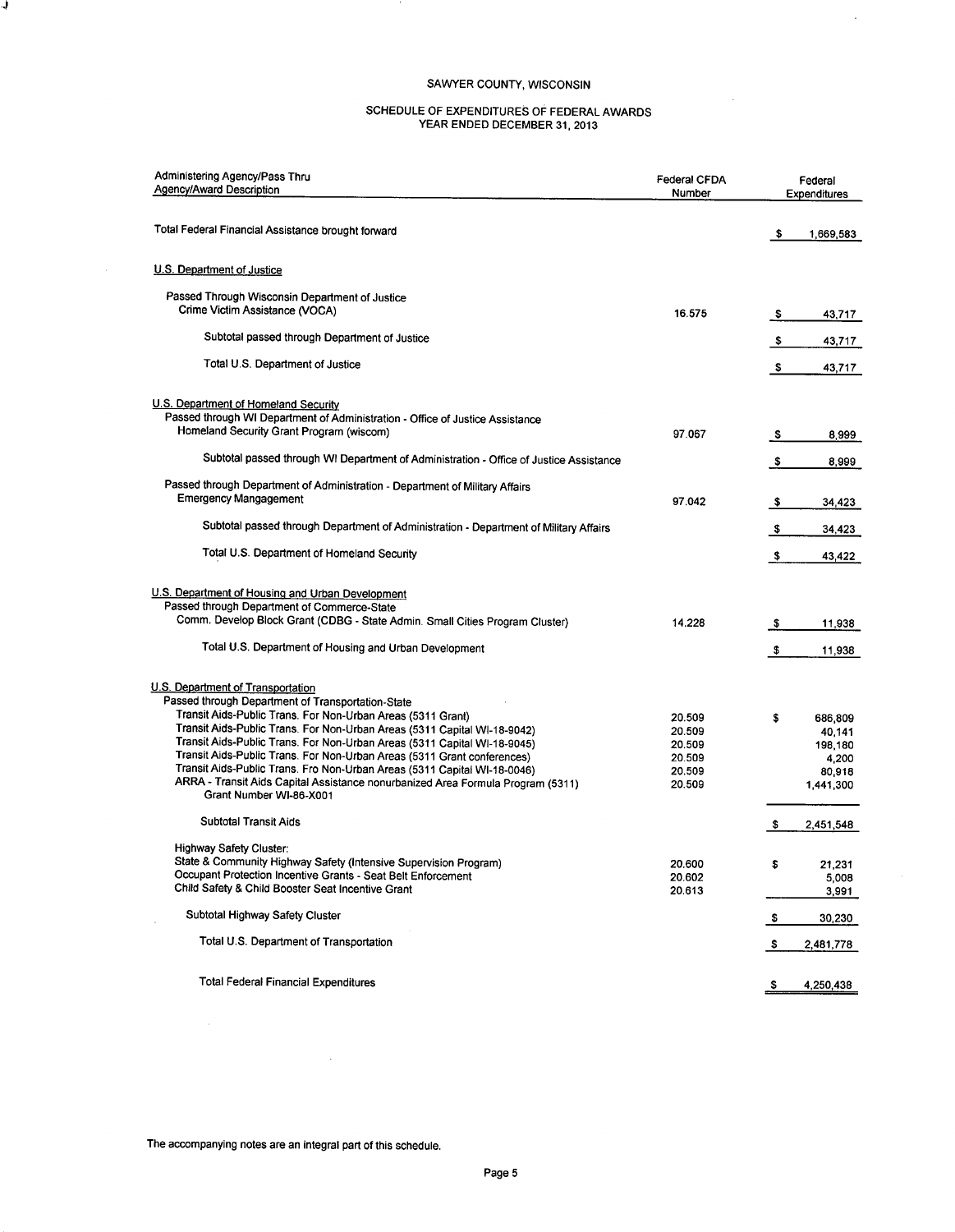# SAWYER COUNTY, WISCONSIN

## SCHEDULE OF EXPENDITURES OF FEDERAL AWARDS
## YEAR ENDED DECEMBER 31, 2013

| Administering Agency/Pass Thru Agency/Award Description | Federal CFDA Number | Federal Expenditures |
|---|---|---|
| Total Federal Financial Assistance brought forward | | $ 1,669,583 |
| **U.S. Department of Justice** | | |
| Passed Through Wisconsin Department of Justice | | |
| Crime Victim Assistance (VOCA) | 16.575 | $ 43,717 |
| Subtotal passed through Department of Justice | | $ 43,717 |
| Total U.S. Department of Justice | | $ 43,717 |
| **U.S. Department of Homeland Security** | | |
| Passed through WI Department of Administration - Office of Justice Assistance | | |
| Homeland Security Grant Program (wiscom) | 97.067 | $ 8,999 |
| Subtotal passed through WI Department of Administration - Office of Justice Assistance | | $ 8,999 |
| Passed through Department of Administration - Department of Military Affairs | | |
| Emergency Mangagement | 97.042 | $ 34,423 |
| Subtotal passed through Department of Administration - Department of Military Affairs | | $ 34,423 |
| Total U.S. Department of Homeland Security | | $ 43,422 |
| **U.S. Department of Housing and Urban Development** | | |
| Passed through Department of Commerce-State | | |
| Comm. Develop Block Grant (CDBG - State Admin. Small Cities Program Cluster) | 14.228 | $ 11,938 |
| Total U.S. Department of Housing and Urban Development | | $ 11,938 |
| **U.S. Department of Transportation** | | |
| Passed through Department of Transportation-State | | |
| Transit Aids-Public Trans. For Non-Urban Areas (5311 Grant) | 20.509 | $ 686,809 |
| Transit Aids-Public Trans. For Non-Urban Areas (5311 Capital WI-18-9042) | 20.509 | 40,141 |
| Transit Aids-Public Trans. For Non-Urban Areas (5311 Capital WI-18-9045) | 20.509 | 198,180 |
| Transit Aids-Public Trans. For Non-Urban Areas (5311 Grant conferences) | 20.509 | 4,200 |
| Transit Aids-Public Trans. Fro Non-Urban Areas (5311 Capital WI-18-0046) | 20.509 | 80,918 |
| ARRA - Transit Aids Capital Assistance nonurbanized Area Formula Program (5311) Grant Number WI-86-X001 | 20.509 | 1,441,300 |
| Subtotal Transit Aids | | $ 2,451,548 |
| Highway Safety Cluster: | | |
| State & Community Highway Safety (Intensive Supervision Program) | 20.600 | $ 21,231 |
| Occupant Protection Incentive Grants - Seat Belt Enforcement | 20.602 | 5,008 |
| Child Safety & Child Booster Seat Incentive Grant | 20.613 | 3,991 |
| Subtotal Highway Safety Cluster | | $ 30,230 |
| Total U.S. Department of Transportation | | $ 2,481,778 |
| Total Federal Financial Expenditures | | $ 4,250,438 |

The accompanying notes are an integral part of this schedule.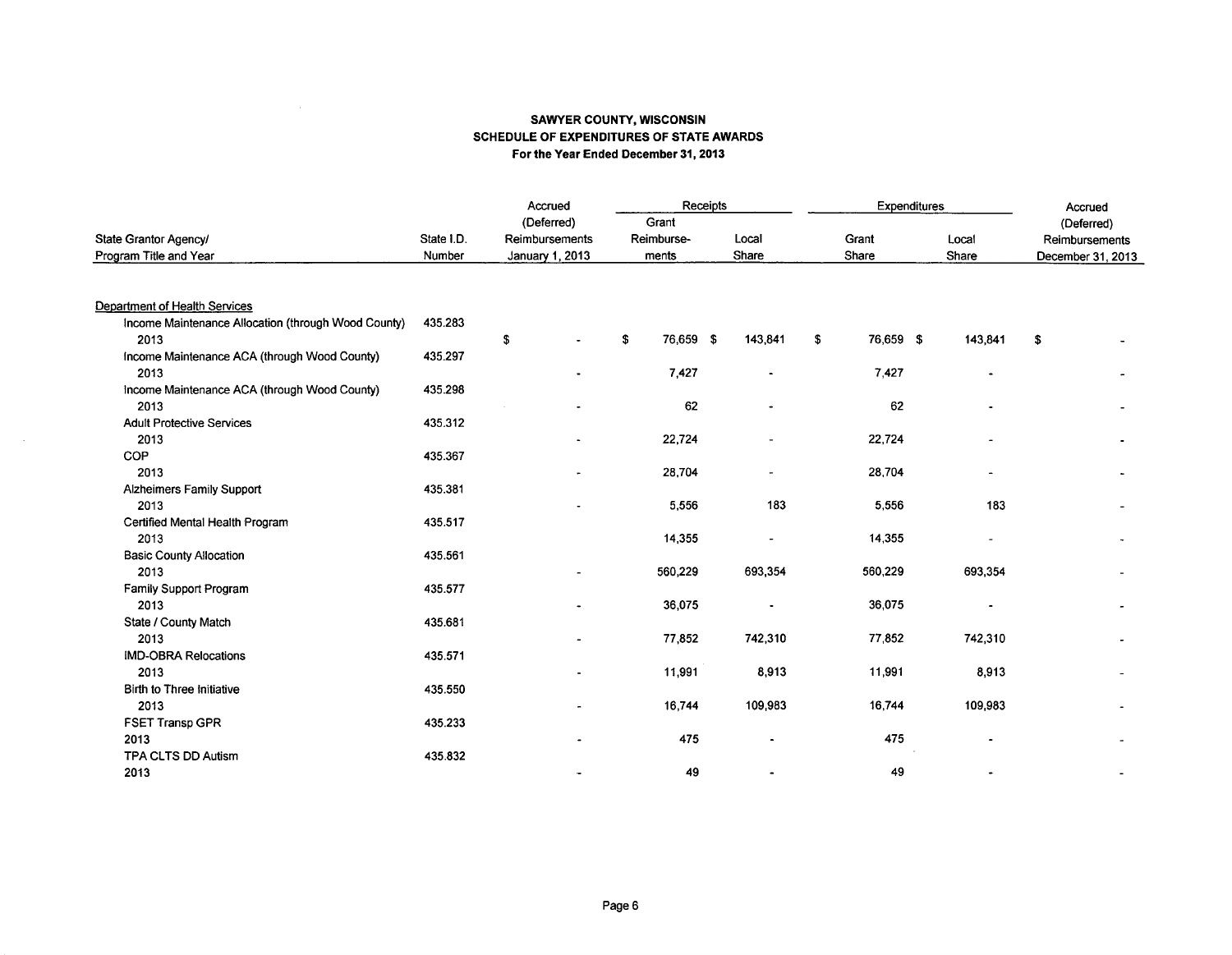# SAWYER COUNTY, WISCONSIN
## SCHEDULE OF EXPENDITURES OF STATE AWARDS
### For the Year Ended December 31, 2013

| State Grantor Agency/ Program Title and Year | State I.D. Number | Accrued (Deferred) Reimbursements January 1, 2013 | Receipts | | Expenditures | | Accrued (Deferred) Reimbursements December 31, 2013 |
|---|---|---|---|---|---|---|---|
| | | | Grant Reimburse-ments | Local Share | Grant Share | Local Share | |
| Department of Health Services | | | | | | | |
| Income Maintenance Allocation (through Wood County) | 435.283 | | | | | | |
| 2013 | | $ - | $ 76,659 | $ 143,841 | $ 76,659 | $ 143,841 | $ - |
| Income Maintenance ACA (through Wood County) | 435.297 | | | | | | |
| 2013 | | - | 7,427 | - | 7,427 | - | - |
| Income Maintenance ACA (through Wood County) | 435.298 | | | | | | |
| 2013 | | - | 62 | - | 62 | - | - |
| Adult Protective Services | 435.312 | | | | | | |
| 2013 | | - | 22,724 | - | 22,724 | - | - |
| COP | 435.367 | | | | | | |
| 2013 | | - | 28,704 | - | 28,704 | - | - |
| Alzheimers Family Support | 435.381 | | | | | | |
| 2013 | | - | 5,556 | 183 | 5,556 | 183 | - |
| Certified Mental Health Program | 435.517 | | | | | | |
| 2013 | | | 14,355 | - | 14,355 | - | - |
| Basic County Allocation | 435.561 | | | | | | |
| 2013 | | - | 560,229 | 693,354 | 560,229 | 693,354 | - |
| Family Support Program | 435.577 | | | | | | |
| 2013 | | - | 36,075 | - | 36,075 | - | - |
| State / County Match | 435.681 | | | | | | |
| 2013 | | - | 77,852 | 742,310 | 77,852 | 742,310 | - |
| IMD-OBRA Relocations | 435.571 | | | | | | |
| 2013 | | - | 11,991 | 8,913 | 11,991 | 8,913 | - |
| Birth to Three Initiative | 435.550 | | | | | | |
| 2013 | | - | 16,744 | 109,983 | 16,744 | 109,983 | - |
| FSET Transp GPR | 435.233 | | | | | | |
| 2013 | | - | 475 | - | 475 | - | - |
| TPA CLTS DD Autism | 435.832 | | | | | | |
| 2013 | | - | 49 | - | 49 | - | - |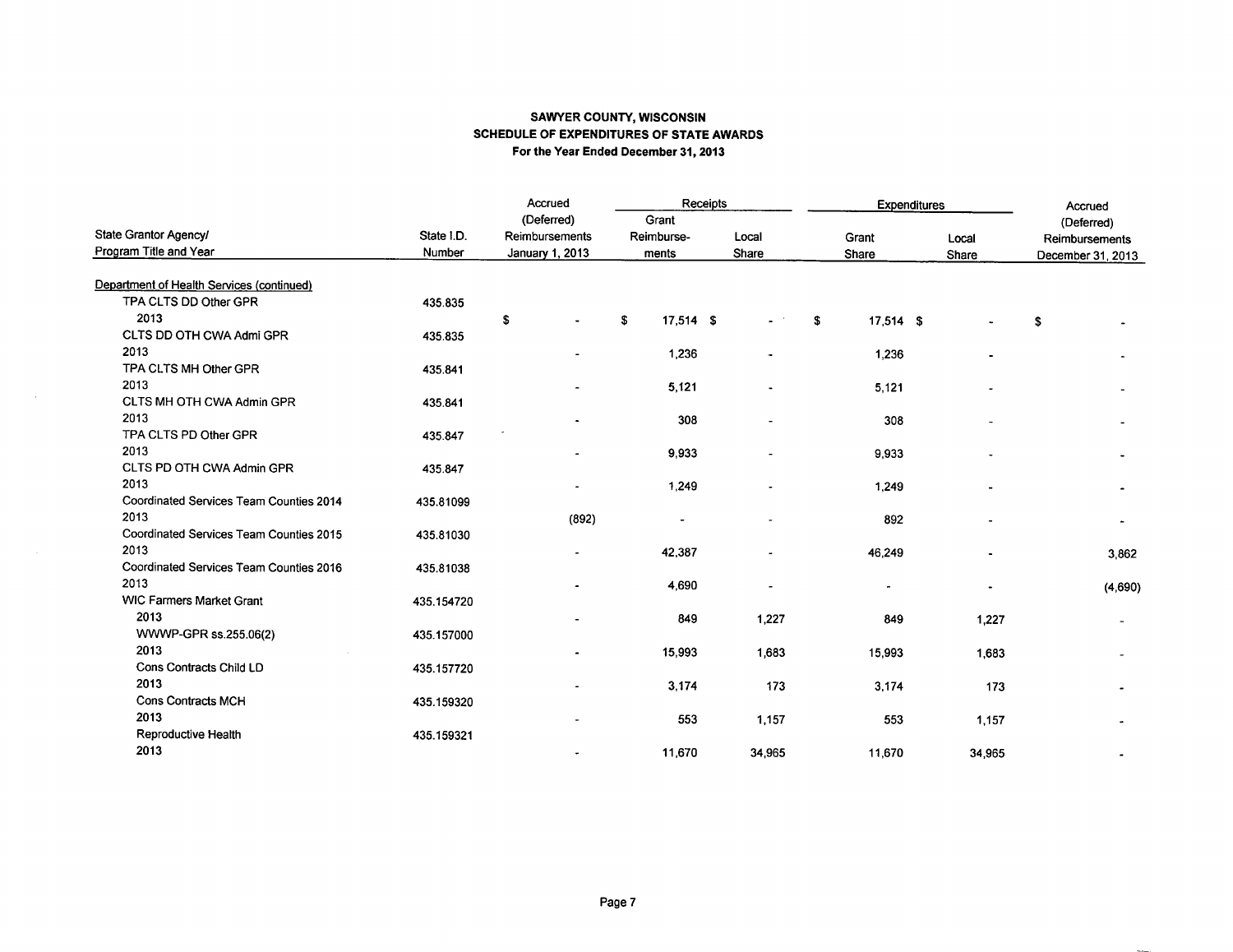# SAWYER COUNTY, WISCONSIN
## SCHEDULE OF EXPENDITURES OF STATE AWARDS
### For the Year Ended December 31, 2013

| State Grantor Agency/ Program Title and Year | State I.D. Number | Accrued (Deferred) Reimbursements January 1, 2013 | Receipts | | Expenditures | | Accrued (Deferred) Reimbursements December 31, 2013 |
|---|---|---|---|---|---|---|---|
| | | | Grant Reimburse- ments | Local Share | Grant Share | Local Share | |
| Department of Health Services (continued) | | | | | | | |
| TPA CLTS DD Other GPR | 435.835 | | | | | | |
| 2013 | | $ - | $ 17,514 | $ - | $ 17,514 | $ - | $ - |
| CLTS DD OTH CWA Admi GPR | 435.835 | | | | | | |
| 2013 | | - | 1,236 | - | 1,236 | - | - |
| TPA CLTS MH Other GPR | 435.841 | | | | | | |
| 2013 | | - | 5,121 | - | 5,121 | - | - |
| CLTS MH OTH CWA Admin GPR | 435.841 | | | | | | |
| 2013 | | - | 308 | - | 308 | - | - |
| TPA CLTS PD Other GPR | 435.847 | | | | | | |
| 2013 | | - | 9,933 | - | 9,933 | - | - |
| CLTS PD OTH CWA Admin GPR | 435.847 | | | | | | |
| 2013 | | - | 1,249 | - | 1,249 | - | - |
| Coordinated Services Team Counties 2014 | 435.81099 | | | | | | |
| 2013 | | (892) | - | - | 892 | - | - |
| Coordinated Services Team Counties 2015 | 435.81030 | | | | | | |
| 2013 | | - | 42,387 | - | 46,249 | - | 3,862 |
| Coordinated Services Team Counties 2016 | 435.81038 | | | | | | |
| 2013 | | - | 4,690 | - | - | - | (4,690) |
| WIC Farmers Market Grant | 435.154720 | | | | | | |
| 2013 | | - | 849 | 1,227 | 849 | 1,227 | - |
| WWWP-GPR ss.255.06(2) | 435.157000 | | | | | | |
| 2013 | | - | 15,993 | 1,683 | 15,993 | 1,683 | - |
| Cons Contracts Child LD | 435.157720 | | | | | | |
| 2013 | | - | 3,174 | 173 | 3,174 | 173 | - |
| Cons Contracts MCH | 435.159320 | | | | | | |
| 2013 | | - | 553 | 1,157 | 553 | 1,157 | - |
| Reproductive Health | 435.159321 | | | | | | |
| 2013 | | - | 11,670 | 34,965 | 11,670 | 34,965 | - |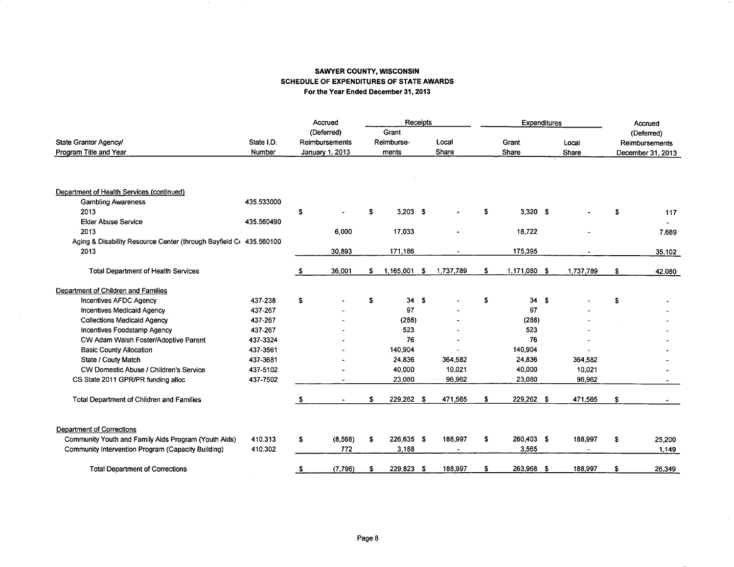**SAWYER COUNTY, WISCONSIN**
**SCHEDULE OF EXPENDITURES OF STATE AWARDS**
**For the Year Ended December 31, 2013**

| State Grantor Agency/ Program Title and Year | State I.D. Number | Accrued (Deferred) Reimbursements January 1, 2013 | Receipts: Grant Reimburse-ments | Receipts: Local Share | Expenditures: Grant Share | Expenditures: Local Share | Accrued (Deferred) Reimbursements December 31, 2013 |
|---|---|---|---|---|---|---|---|
| Department of Health Services (continued) | | | | | | | |
| Gambling Awareness | 435.533000 | | | | | | |
| 2013 | | $ - | $ 3,203 | $ - | $ 3,320 | $ - | $ 117 |
| Elder Abuse Service | 435.560490 | | | | | | - |
| 2013 | | 6,000 | 17,033 | - | 18,722 | - | 7,689 |
| Aging & Disability Resource Center (through Bayfield C( | 435.560100 | | | | | | |
| 2013 | | 30,893 | 171,186 | - | 175,395 | - | 35,102 |
| Total Department of Health Services | | $ 36,001 | $ 1,165,001 | $ 1,737,789 | $ 1,171,080 | $ 1,737,789 | $ 42,080 |
| Department of Children and Families | | | | | | | |
| Incentives AFDC Agency | 437-238 | $ - | $ 34 | $ - | $ 34 | $ - | $ - |
| Incentives Medicaid Agency | 437-267 | - | 97 | - | 97 | - | - |
| Collections Medicaid Agency | 437-267 | - | (288) | - | (288) | - | - |
| Incentives Foodstamp Agency | 437-267 | - | 523 | - | 523 | - | - |
| CW Adam Walsh Foster/Adoptive Parent | 437-3324 | - | 76 | - | 76 | - | - |
| Basic County Allocation | 437-3561 | - | 140,904 | - | 140,904 | - | - |
| State / Couty Match | 437-3681 | - | 24,836 | 364,582 | 24,836 | 364,582 | - |
| CW Domestic Abuse / Children's Service | 437-5102 | - | 40,000 | 10,021 | 40,000 | 10,021 | - |
| CS State 2011 GPR/PR funding alloc | 437-7502 | - | 23,080 | 96,962 | 23,080 | 96,962 | - |
| Total Department of Children and Families | | $ - | $ 229,262 | $ 471,565 | $ 229,262 | $ 471,565 | $ - |
| Department of Corrections | | | | | | | |
| Community Youth and Family Aids Program (Youth Aids) | 410.313 | $ (8,568) | $ 226,635 | $ 188,997 | $ 260,403 | $ 188,997 | $ 25,200 |
| Community Intervention Program (Capacity Building) | 410.302 | 772 | 3,188 | - | 3,565 | - | 1,149 |
| Total Department of Corrections | | $ (7,796) | $ 229,823 | $ 188,997 | $ 263,968 | $ 188,997 | $ 26,349 |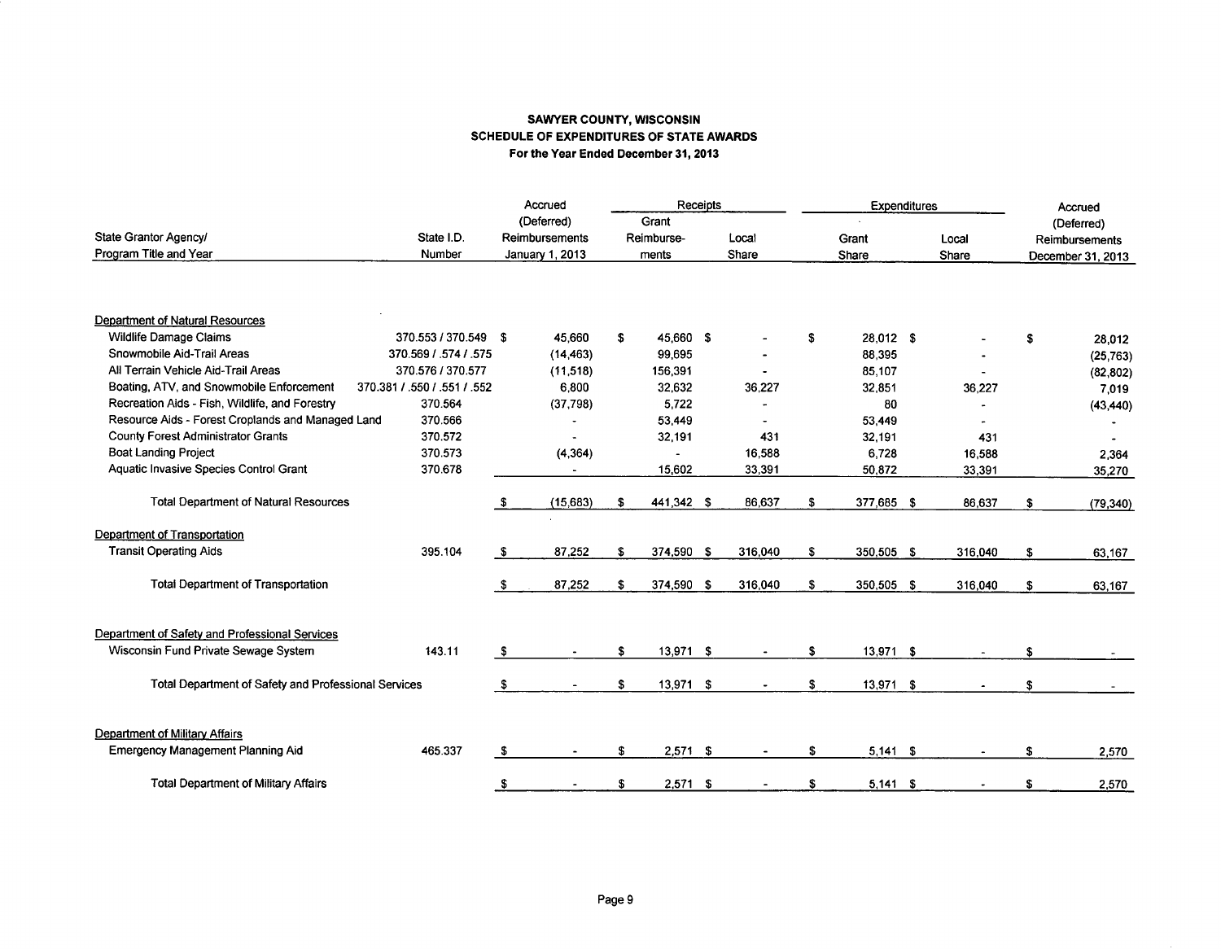**SAWYER COUNTY, WISCONSIN**
**SCHEDULE OF EXPENDITURES OF STATE AWARDS**
**For the Year Ended December 31, 2013**

| State Grantor Agency/ Program Title and Year | State I.D. Number | Accrued (Deferred) Reimbursements January 1, 2013 | Receipts: Grant Reimbursements | Receipts: Local Share | Expenditures: Grant Share | Expenditures: Local Share | Accrued (Deferred) Reimbursements December 31, 2013 |
|---|---|---|---|---|---|---|---|
| Department of Natural Resources | | | | | | | |
| Wildlife Damage Claims | 370.553 / 370.549 | $ 45,660 | $ 45,660 | $ - | $ 28,012 | $ - | $ 28,012 |
| Snowmobile Aid-Trail Areas | 370.569 / .574 / .575 | (14,463) | 99,695 | - | 88,395 | - | (25,763) |
| All Terrain Vehicle Aid-Trail Areas | 370.576 / 370.577 | (11,518) | 156,391 | - | 85,107 | - | (82,802) |
| Boating, ATV, and Snowmobile Enforcement | 370.381 / .550 / .551 / .552 | 6,800 | 32,632 | 36,227 | 32,851 | 36,227 | 7,019 |
| Recreation Aids - Fish, Wildlife, and Forestry | 370.564 | (37,798) | 5,722 | - | 80 | - | (43,440) |
| Resource Aids - Forest Croplands and Managed Land | 370.566 | - | 53,449 | - | 53,449 | - | - |
| County Forest Administrator Grants | 370.572 | - | 32,191 | 431 | 32,191 | 431 | - |
| Boat Landing Project | 370.573 | (4,364) | - | 16,588 | 6,728 | 16,588 | 2,364 |
| Aquatic Invasive Species Control Grant | 370.678 | - | 15,602 | 33,391 | 50,872 | 33,391 | 35,270 |
| Total Department of Natural Resources | | $ (15,683) | $ 441,342 | $ 86,637 | $ 377,685 | $ 86,637 | $ (79,340) |
| Department of Transportation | | | | | | | |
| Transit Operating Aids | 395.104 | $ 87,252 | $ 374,590 | $ 316,040 | $ 350,505 | $ 316,040 | $ 63,167 |
| Total Department of Transportation | | $ 87,252 | $ 374,590 | $ 316,040 | $ 350,505 | $ 316,040 | $ 63,167 |
| Department of Safety and Professional Services | | | | | | | |
| Wisconsin Fund Private Sewage System | 143.11 | $ - | $ 13,971 | $ - | $ 13,971 | $ - | $ - |
| Total Department of Safety and Professional Services | | $ - | $ 13,971 | $ - | $ 13,971 | $ - | $ - |
| Department of Military Affairs | | | | | | | |
| Emergency Management Planning Aid | 465.337 | $ - | $ 2,571 | $ - | $ 5,141 | $ - | $ 2,570 |
| Total Department of Military Affairs | | $ - | $ 2,571 | $ - | $ 5,141 | $ - | $ 2,570 |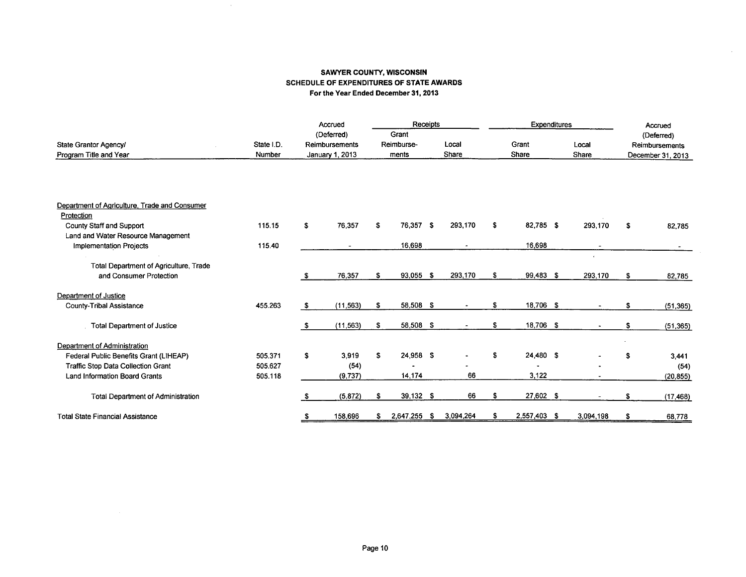**SAWYER COUNTY, WISCONSIN**
**SCHEDULE OF EXPENDITURES OF STATE AWARDS**
**For the Year Ended December 31, 2013**

| State Grantor Agency/ Program Title and Year | State I.D. Number | Accrued (Deferred) Reimbursements January 1, 2013 | Receipts | | Expenditures | | Accrued (Deferred) Reimbursements December 31, 2013 |
|---|---|---|---|---|---|---|---|
| | | | Grant Reimburse-ments | Local Share | Grant Share | Local Share | |
| Department of Agriculture, Trade and Consumer Protection | | | | | | | |
| County Staff and Support | 115.15 | $ 76,357 | $ 76,357 | $ 293,170 | $ 82,785 | $ 293,170 | $ 82,785 |
| Land and Water Resource Management Implementation Projects | 115.40 | - | 16,698 | - | 16,698 | - | - |
| Total Department of Agriculture, Trade and Consumer Protection | | $ 76,357 | $ 93,055 | $ 293,170 | $ 99,483 | $ 293,170 | $ 82,785 |
| Department of Justice | | | | | | | |
| County-Tribal Assistance | 455.263 | $ (11,563) | $ 58,508 | $ - | $ 18,706 | $ - | $ (51,365) |
| Total Department of Justice | | $ (11,563) | $ 58,508 | $ - | $ 18,706 | $ - | $ (51,365) |
| Department of Administration | | | | | | | |
| Federal Public Benefits Grant (LIHEAP) | 505.371 | $ 3,919 | $ 24,958 | $ - | $ 24,480 | $ - | $ 3,441 |
| Traffic Stop Data Collection Grant | 505.627 | (54) | - | - | - | - | (54) |
| Land Information Board Grants | 505.118 | (9,737) | 14,174 | 66 | 3,122 | - | (20,855) |
| Total Department of Administration | | $ (5,872) | $ 39,132 | $ 66 | $ 27,602 | $ - | $ (17,468) |
| Total State Financial Assistance | | $ 158,696 | $ 2,647,255 | $ 3,094,264 | $ 2,557,403 | $ 3,094,198 | $ 68,778 |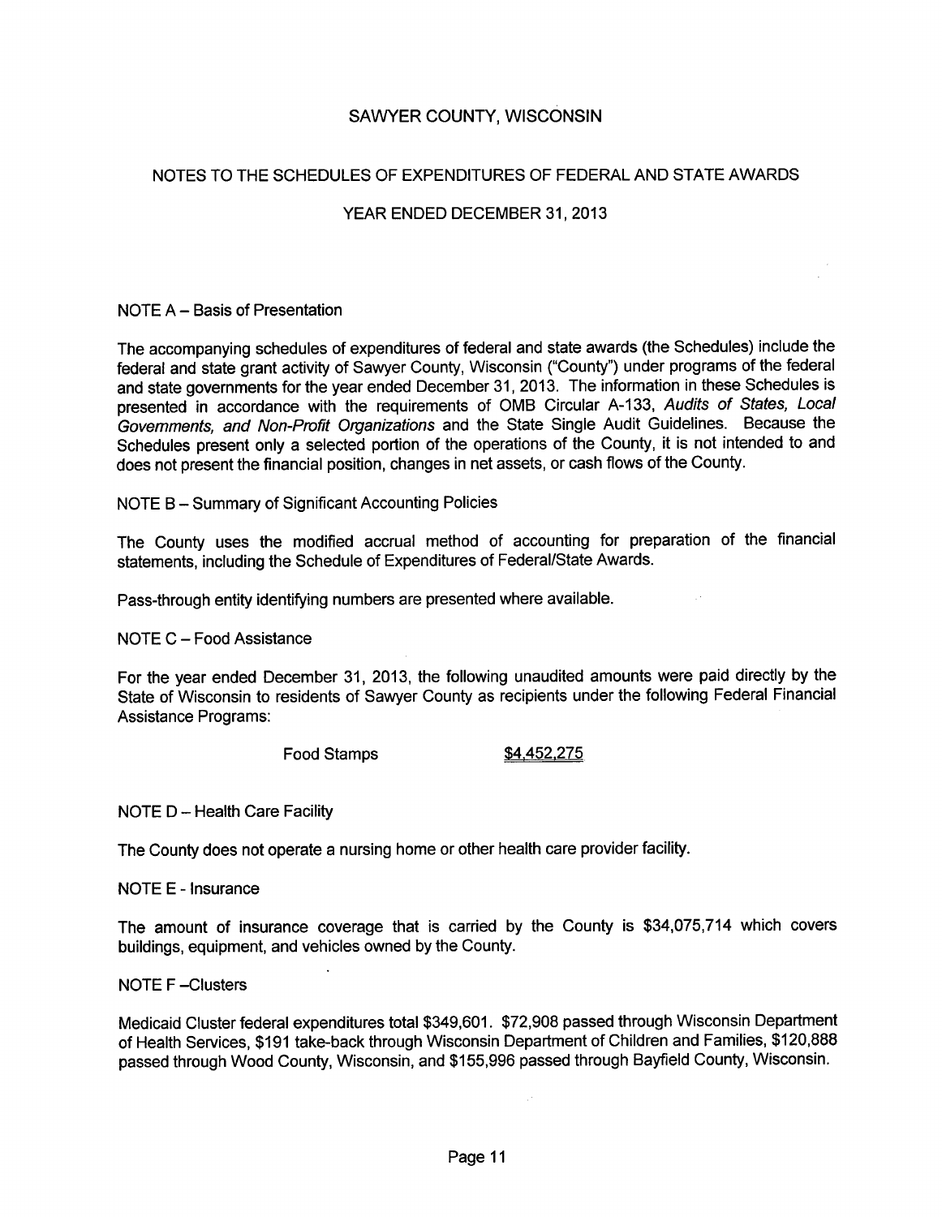# SAWYER COUNTY, WISCONSIN

## NOTES TO THE SCHEDULES OF EXPENDITURES OF FEDERAL AND STATE AWARDS

### YEAR ENDED DECEMBER 31, 2013

NOTE A – Basis of Presentation

The accompanying schedules of expenditures of federal and state awards (the Schedules) include the federal and state grant activity of Sawyer County, Wisconsin ("County") under programs of the federal and state governments for the year ended December 31, 2013. The information in these Schedules is presented in accordance with the requirements of OMB Circular A-133, *Audits of States, Local Governments, and Non-Profit Organizations* and the State Single Audit Guidelines. Because the Schedules present only a selected portion of the operations of the County, it is not intended to and does not present the financial position, changes in net assets, or cash flows of the County.

NOTE B – Summary of Significant Accounting Policies

The County uses the modified accrual method of accounting for preparation of the financial statements, including the Schedule of Expenditures of Federal/State Awards.

Pass-through entity identifying numbers are presented where available.

NOTE C – Food Assistance

For the year ended December 31, 2013, the following unaudited amounts were paid directly by the State of Wisconsin to residents of Sawyer County as recipients under the following Federal Financial Assistance Programs:

| | |
|---|---|
| Food Stamps | $4,452,275 |

NOTE D – Health Care Facility

The County does not operate a nursing home or other health care provider facility.

NOTE E - Insurance

The amount of insurance coverage that is carried by the County is $34,075,714 which covers buildings, equipment, and vehicles owned by the County.

NOTE F –Clusters

Medicaid Cluster federal expenditures total $349,601. $72,908 passed through Wisconsin Department of Health Services, $191 take-back through Wisconsin Department of Children and Families, $120,888 passed through Wood County, Wisconsin, and $155,996 passed through Bayfield County, Wisconsin.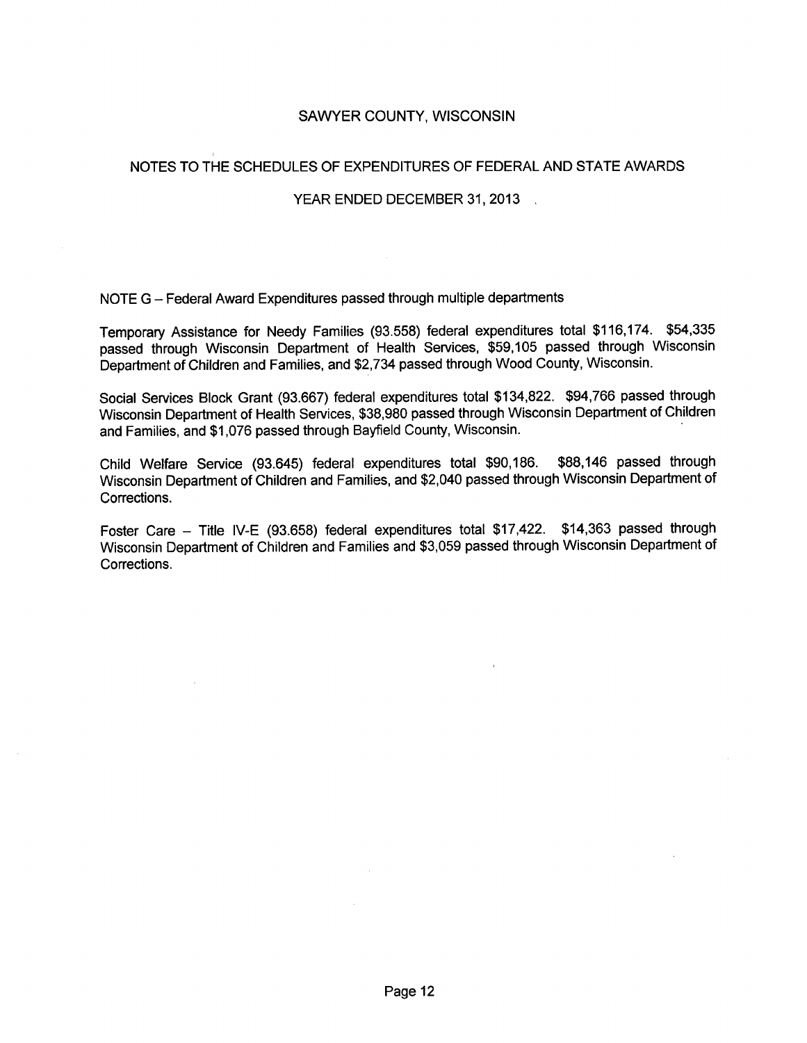# SAWYER COUNTY, WISCONSIN

## NOTES TO THE SCHEDULES OF EXPENDITURES OF FEDERAL AND STATE AWARDS

### YEAR ENDED DECEMBER 31, 2013

NOTE G – Federal Award Expenditures passed through multiple departments

Temporary Assistance for Needy Families (93.558) federal expenditures total $116,174. $54,335 passed through Wisconsin Department of Health Services, $59,105 passed through Wisconsin Department of Children and Families, and $2,734 passed through Wood County, Wisconsin.

Social Services Block Grant (93.667) federal expenditures total $134,822. $94,766 passed through Wisconsin Department of Health Services, $38,980 passed through Wisconsin Department of Children and Families, and $1,076 passed through Bayfield County, Wisconsin.

Child Welfare Service (93.645) federal expenditures total $90,186. $88,146 passed through Wisconsin Department of Children and Families, and $2,040 passed through Wisconsin Department of Corrections.

Foster Care – Title IV-E (93.658) federal expenditures total $17,422. $14,363 passed through Wisconsin Department of Children and Families and $3,059 passed through Wisconsin Department of Corrections.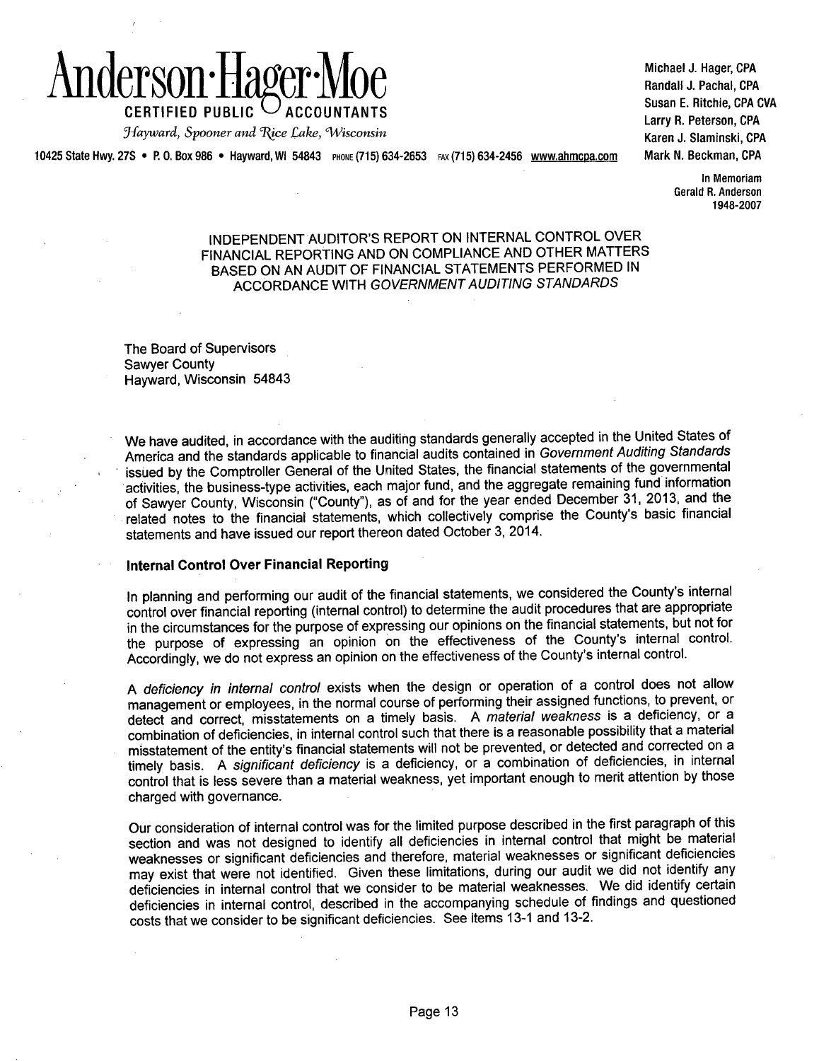**Anderson·Hager·Moe**
CERTIFIED PUBLIC ACCOUNTANTS
*Hayward, Spooner and Rice Lake, Wisconsin*

10425 State Hwy. 27S • P. O. Box 986 • Hayward, WI 54843 PHONE (715) 634-2653 FAX (715) 634-2456 www.ahmcpa.com

Michael J. Hager, CPA
Randall J. Pachal, CPA
Susan E. Ritchie, CPA CVA
Larry R. Peterson, CPA
Karen J. Slaminski, CPA
Mark N. Beckman, CPA

In Memoriam
Gerald R. Anderson
1948-2007

## INDEPENDENT AUDITOR'S REPORT ON INTERNAL CONTROL OVER FINANCIAL REPORTING AND ON COMPLIANCE AND OTHER MATTERS BASED ON AN AUDIT OF FINANCIAL STATEMENTS PERFORMED IN ACCORDANCE WITH *GOVERNMENT AUDITING STANDARDS*

The Board of Supervisors
Sawyer County
Hayward, Wisconsin 54843

We have audited, in accordance with the auditing standards generally accepted in the United States of America and the standards applicable to financial audits contained in *Government Auditing Standards* issued by the Comptroller General of the United States, the financial statements of the governmental activities, the business-type activities, each major fund, and the aggregate remaining fund information of Sawyer County, Wisconsin ("County"), as of and for the year ended December 31, 2013, and the related notes to the financial statements, which collectively comprise the County's basic financial statements and have issued our report thereon dated October 3, 2014.

### Internal Control Over Financial Reporting

In planning and performing our audit of the financial statements, we considered the County's internal control over financial reporting (internal control) to determine the audit procedures that are appropriate in the circumstances for the purpose of expressing our opinions on the financial statements, but not for the purpose of expressing an opinion on the effectiveness of the County's internal control. Accordingly, we do not express an opinion on the effectiveness of the County's internal control.

A *deficiency in internal control* exists when the design or operation of a control does not allow management or employees, in the normal course of performing their assigned functions, to prevent, or detect and correct, misstatements on a timely basis. A *material weakness* is a deficiency, or a combination of deficiencies, in internal control such that there is a reasonable possibility that a material misstatement of the entity's financial statements will not be prevented, or detected and corrected on a timely basis. A *significant deficiency* is a deficiency, or a combination of deficiencies, in internal control that is less severe than a material weakness, yet important enough to merit attention by those charged with governance.

Our consideration of internal control was for the limited purpose described in the first paragraph of this section and was not designed to identify all deficiencies in internal control that might be material weaknesses or significant deficiencies and therefore, material weaknesses or significant deficiencies may exist that were not identified. Given these limitations, during our audit we did not identify any deficiencies in internal control that we consider to be material weaknesses. We did identify certain deficiencies in internal control, described in the accompanying schedule of findings and questioned costs that we consider to be significant deficiencies. See items 13-1 and 13-2.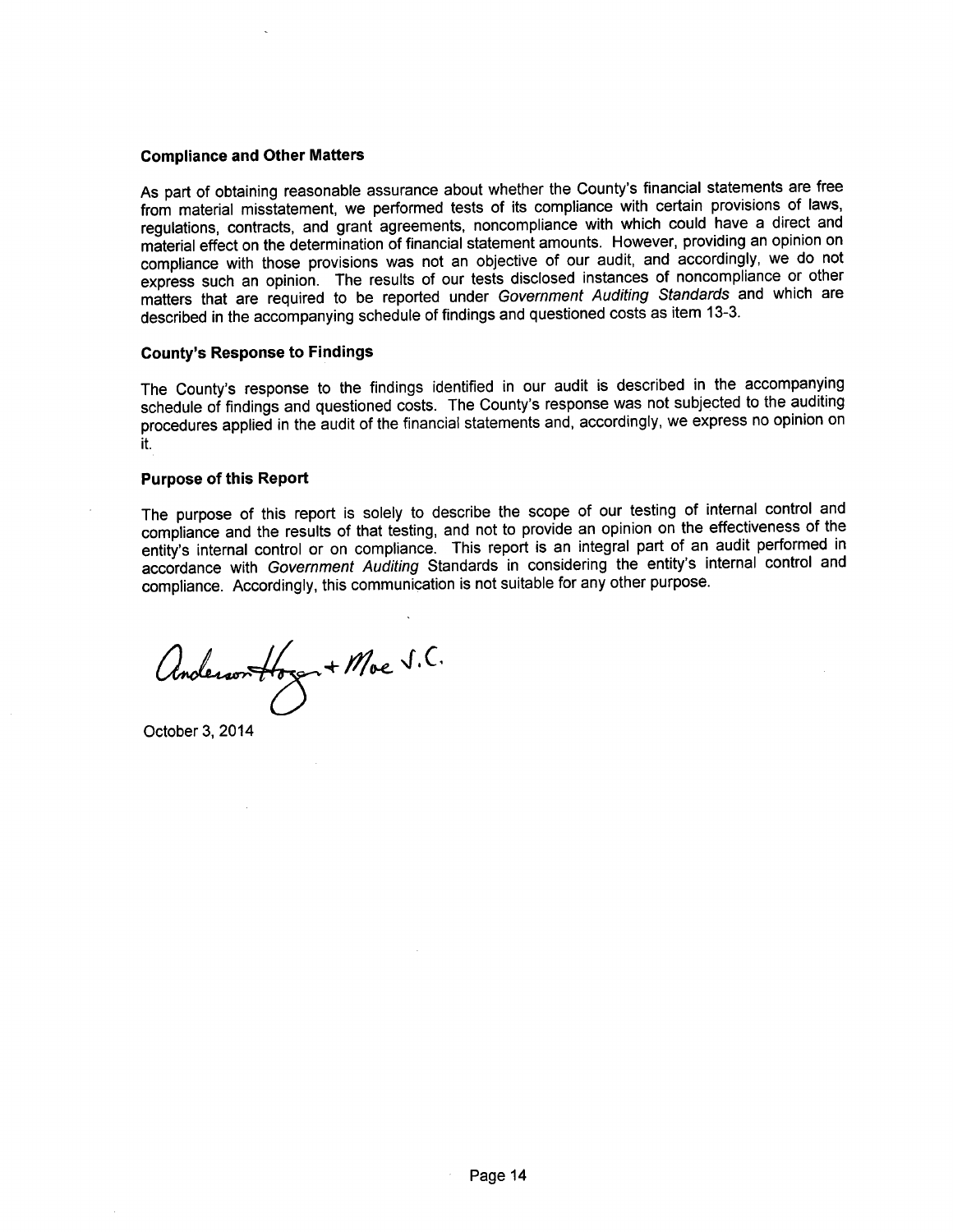### Compliance and Other Matters

As part of obtaining reasonable assurance about whether the County's financial statements are free from material misstatement, we performed tests of its compliance with certain provisions of laws, regulations, contracts, and grant agreements, noncompliance with which could have a direct and material effect on the determination of financial statement amounts. However, providing an opinion on compliance with those provisions was not an objective of our audit, and accordingly, we do not express such an opinion. The results of our tests disclosed instances of noncompliance or other matters that are required to be reported under *Government Auditing Standards* and which are described in the accompanying schedule of findings and questioned costs as item 13-3.

### County's Response to Findings

The County's response to the findings identified in our audit is described in the accompanying schedule of findings and questioned costs. The County's response was not subjected to the auditing procedures applied in the audit of the financial statements and, accordingly, we express no opinion on it.

### Purpose of this Report

The purpose of this report is solely to describe the scope of our testing of internal control and compliance and the results of that testing, and not to provide an opinion on the effectiveness of the entity's internal control or on compliance. This report is an integral part of an audit performed in accordance with *Government Auditing* Standards in considering the entity's internal control and compliance. Accordingly, this communication is not suitable for any other purpose.

Anderson Hager + Moe S.C.

October 3, 2014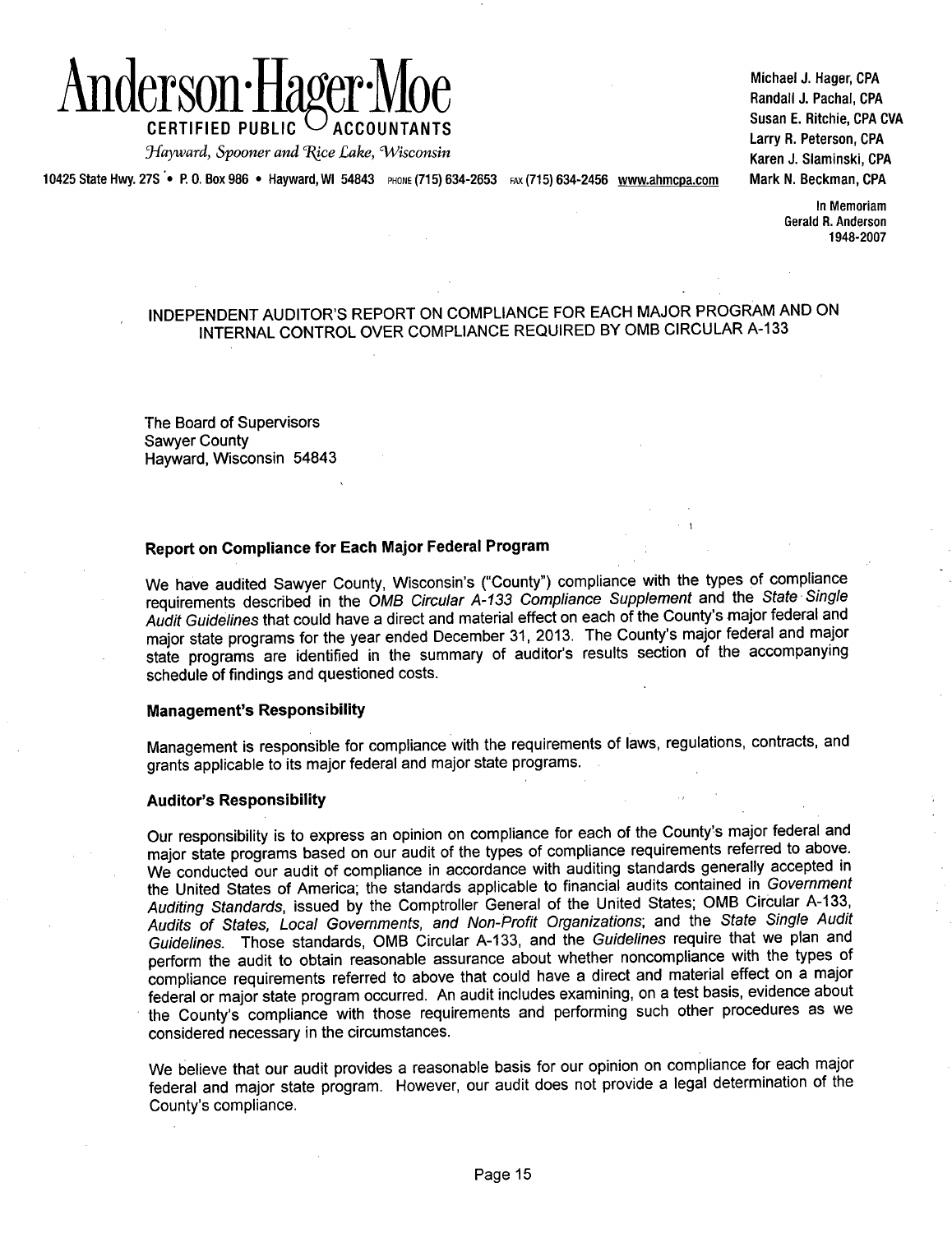# Anderson·Hager·Moe

CERTIFIED PUBLIC ACCOUNTANTS

*Hayward, Spooner and Rice Lake, Wisconsin*

10425 State Hwy. 27S • P. O. Box 986 • Hayward, WI 54843 PHONE (715) 634-2653 FAX (715) 634-2456 www.ahmcpa.com

Michael J. Hager, CPA
Randall J. Pachal, CPA
Susan E. Ritchie, CPA CVA
Larry R. Peterson, CPA
Karen J. Slaminski, CPA
Mark N. Beckman, CPA

In Memoriam
Gerald R. Anderson
1948-2007

## INDEPENDENT AUDITOR'S REPORT ON COMPLIANCE FOR EACH MAJOR PROGRAM AND ON INTERNAL CONTROL OVER COMPLIANCE REQUIRED BY OMB CIRCULAR A-133

The Board of Supervisors
Sawyer County
Hayward, Wisconsin 54843

### Report on Compliance for Each Major Federal Program

We have audited Sawyer County, Wisconsin's ("County") compliance with the types of compliance requirements described in the *OMB Circular A-133 Compliance Supplement* and the *State Single Audit Guidelines* that could have a direct and material effect on each of the County's major federal and major state programs for the year ended December 31, 2013. The County's major federal and major state programs are identified in the summary of auditor's results section of the accompanying schedule of findings and questioned costs.

### Management's Responsibility

Management is responsible for compliance with the requirements of laws, regulations, contracts, and grants applicable to its major federal and major state programs.

### Auditor's Responsibility

Our responsibility is to express an opinion on compliance for each of the County's major federal and major state programs based on our audit of the types of compliance requirements referred to above. We conducted our audit of compliance in accordance with auditing standards generally accepted in the United States of America; the standards applicable to financial audits contained in *Government Auditing Standards*, issued by the Comptroller General of the United States; OMB Circular A-133, *Audits of States, Local Governments, and Non-Profit Organizations*; and the *State Single Audit Guidelines*. Those standards, OMB Circular A-133, and the *Guidelines* require that we plan and perform the audit to obtain reasonable assurance about whether noncompliance with the types of compliance requirements referred to above that could have a direct and material effect on a major federal or major state program occurred. An audit includes examining, on a test basis, evidence about the County's compliance with those requirements and performing such other procedures as we considered necessary in the circumstances.

We believe that our audit provides a reasonable basis for our opinion on compliance for each major federal and major state program. However, our audit does not provide a legal determination of the County's compliance.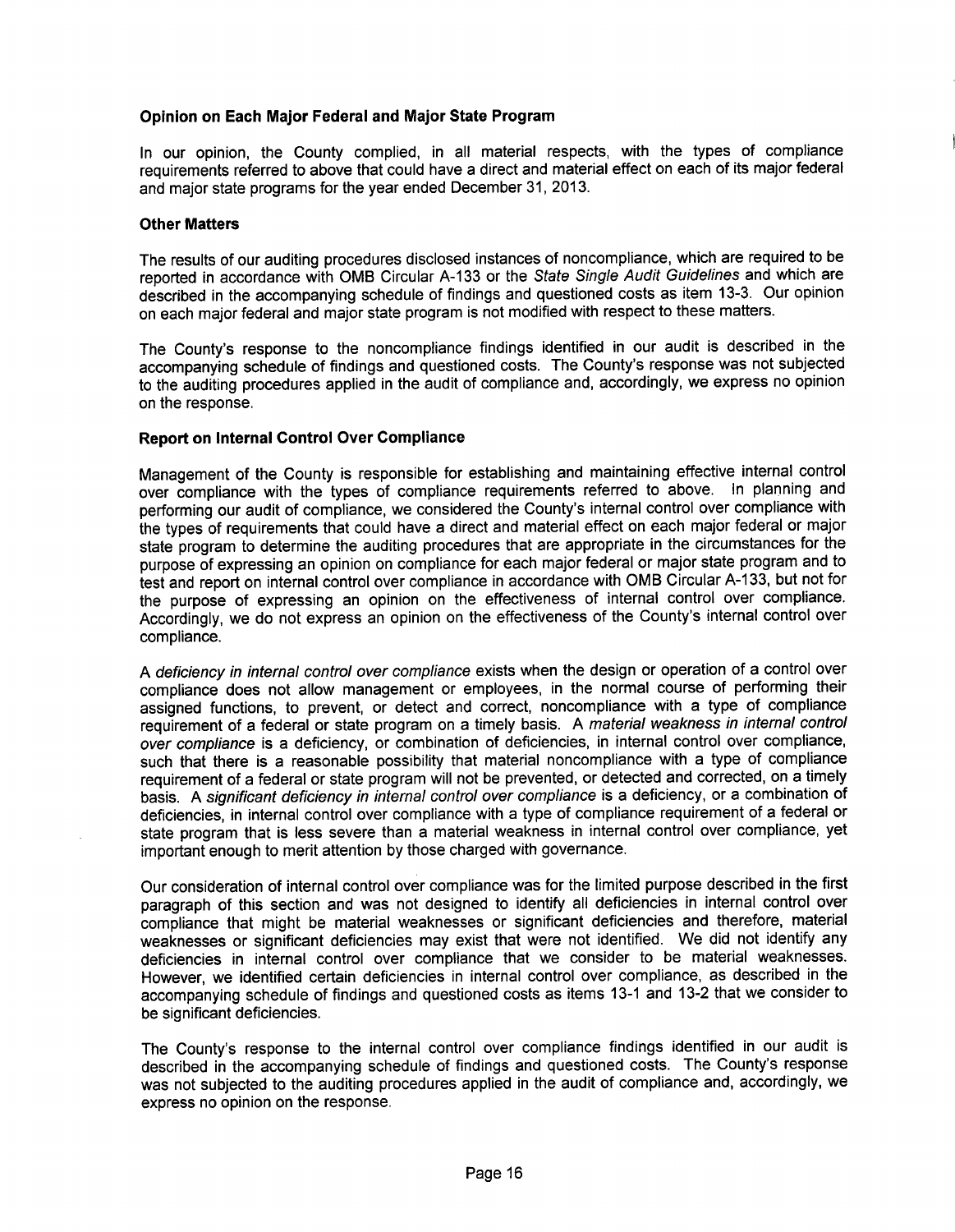### Opinion on Each Major Federal and Major State Program

In our opinion, the County complied, in all material respects, with the types of compliance requirements referred to above that could have a direct and material effect on each of its major federal and major state programs for the year ended December 31, 2013.

### Other Matters

The results of our auditing procedures disclosed instances of noncompliance, which are required to be reported in accordance with OMB Circular A-133 or the *State Single Audit Guidelines* and which are described in the accompanying schedule of findings and questioned costs as item 13-3. Our opinion on each major federal and major state program is not modified with respect to these matters.

The County's response to the noncompliance findings identified in our audit is described in the accompanying schedule of findings and questioned costs. The County's response was not subjected to the auditing procedures applied in the audit of compliance and, accordingly, we express no opinion on the response.

### Report on Internal Control Over Compliance

Management of the County is responsible for establishing and maintaining effective internal control over compliance with the types of compliance requirements referred to above. In planning and performing our audit of compliance, we considered the County's internal control over compliance with the types of requirements that could have a direct and material effect on each major federal or major state program to determine the auditing procedures that are appropriate in the circumstances for the purpose of expressing an opinion on compliance for each major federal or major state program and to test and report on internal control over compliance in accordance with OMB Circular A-133, but not for the purpose of expressing an opinion on the effectiveness of internal control over compliance. Accordingly, we do not express an opinion on the effectiveness of the County's internal control over compliance.

A *deficiency in internal control over compliance* exists when the design or operation of a control over compliance does not allow management or employees, in the normal course of performing their assigned functions, to prevent, or detect and correct, noncompliance with a type of compliance requirement of a federal or state program on a timely basis. A *material weakness in internal control over compliance* is a deficiency, or combination of deficiencies, in internal control over compliance, such that there is a reasonable possibility that material noncompliance with a type of compliance requirement of a federal or state program will not be prevented, or detected and corrected, on a timely basis. A *significant deficiency in internal control over compliance* is a deficiency, or a combination of deficiencies, in internal control over compliance with a type of compliance requirement of a federal or state program that is less severe than a material weakness in internal control over compliance, yet important enough to merit attention by those charged with governance.

Our consideration of internal control over compliance was for the limited purpose described in the first paragraph of this section and was not designed to identify all deficiencies in internal control over compliance that might be material weaknesses or significant deficiencies and therefore, material weaknesses or significant deficiencies may exist that were not identified. We did not identify any deficiencies in internal control over compliance that we consider to be material weaknesses. However, we identified certain deficiencies in internal control over compliance, as described in the accompanying schedule of findings and questioned costs as items 13-1 and 13-2 that we consider to be significant deficiencies.

The County's response to the internal control over compliance findings identified in our audit is described in the accompanying schedule of findings and questioned costs. The County's response was not subjected to the auditing procedures applied in the audit of compliance and, accordingly, we express no opinion on the response.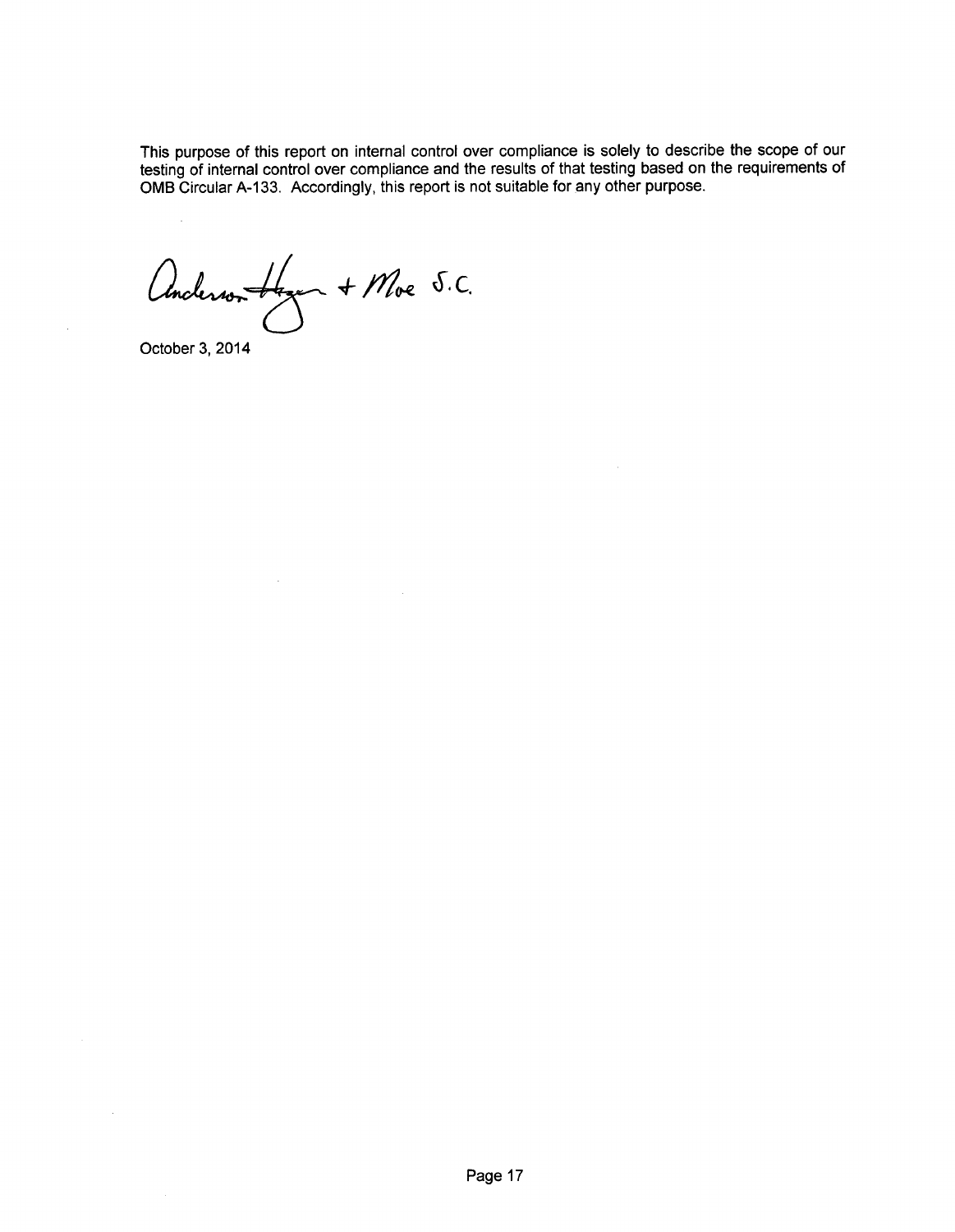This purpose of this report on internal control over compliance is solely to describe the scope of our testing of internal control over compliance and the results of that testing based on the requirements of OMB Circular A-133. Accordingly, this report is not suitable for any other purpose.

Anderson Hager + Moe S.C.

October 3, 2014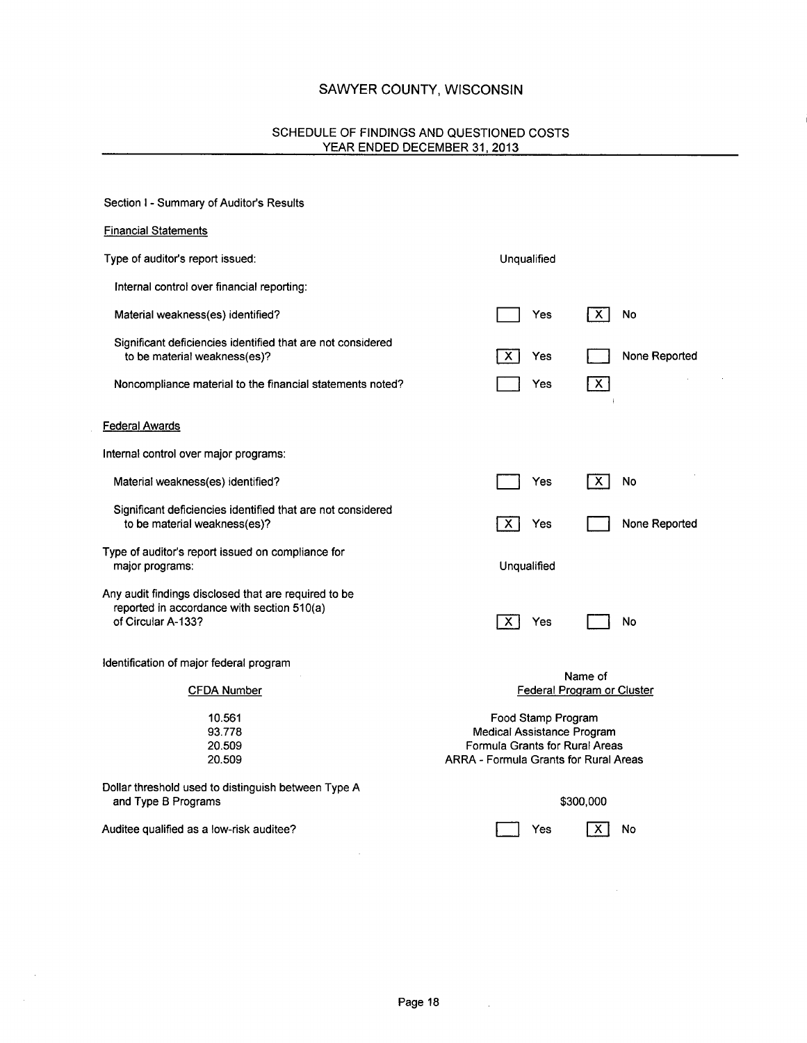# SAWYER COUNTY, WISCONSIN

## SCHEDULE OF FINDINGS AND QUESTIONED COSTS
## YEAR ENDED DECEMBER 31, 2013

Section I - Summary of Auditor's Results

Financial Statements

| | |
|---|---|
| Type of auditor's report issued: | Unqualified |
| Internal control over financial reporting: | |
| Material weakness(es) identified? | [ ] Yes [X] No |
| Significant deficiencies identified that are not considered to be material weakness(es)? | [X] Yes [ ] None Reported |
| Noncompliance material to the financial statements noted? | [ ] Yes [X] |

Federal Awards

| | |
|---|---|
| Internal control over major programs: | |
| Material weakness(es) identified? | [ ] Yes [X] No |
| Significant deficiencies identified that are not considered to be material weakness(es)? | [X] Yes [ ] None Reported |
| Type of auditor's report issued on compliance for major programs: | Unqualified |
| Any audit findings disclosed that are required to be reported in accordance with section 510(a) of Circular A-133? | [X] Yes [ ] No |

Identification of major federal program

| CFDA Number | Name of Federal Program or Cluster |
|---|---|
| 10.561 | Food Stamp Program |
| 93.778 | Medical Assistance Program |
| 20.509 | Formula Grants for Rural Areas |
| 20.509 | ARRA - Formula Grants for Rural Areas |

| | |
|---|---|
| Dollar threshold used to distinguish between Type A and Type B Programs | $300,000 |
| Auditee qualified as a low-risk auditee? | [ ] Yes [X] No |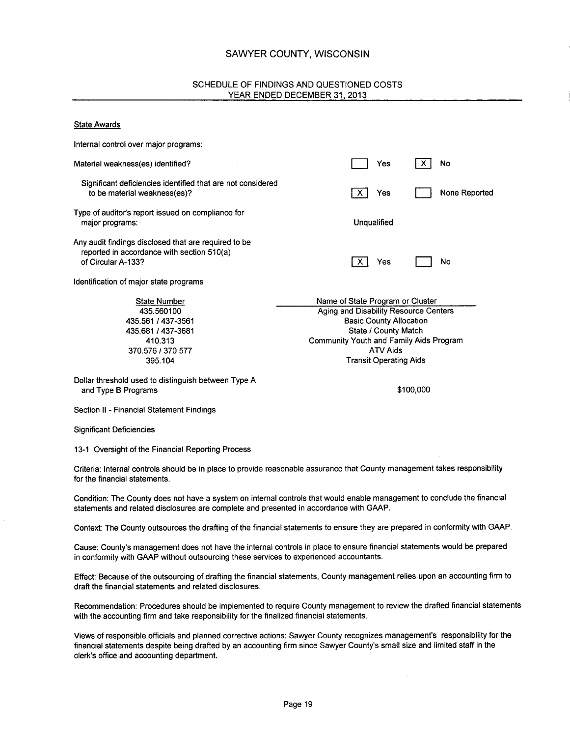# SAWYER COUNTY, WISCONSIN

## SCHEDULE OF FINDINGS AND QUESTIONED COSTS
## YEAR ENDED DECEMBER 31, 2013

State Awards

Internal control over major programs:

| | | |
|---|---|---|
| Material weakness(es) identified? | ☐ Yes | ☒ No |
| Significant deficiencies identified that are not considered to be material weakness(es)? | ☒ Yes | ☐ None Reported |
| Type of auditor's report issued on compliance for major programs: | Unqualified | |
| Any audit findings disclosed that are required to be reported in accordance with section 510(a) of Circular A-133? | ☒ Yes | ☐ No |

Identification of major state programs

| State Number | Name of State Program or Cluster |
|---|---|
| 435.560100 | Aging and Disability Resource Centers |
| 435.561 / 437-3561 | Basic County Allocation |
| 435.681 / 437-3681 | State / County Match |
| 410.313 | Community Youth and Family Aids Program |
| 370.576 / 370.577 | ATV Aids |
| 395.104 | Transit Operating Aids |

Dollar threshold used to distinguish between Type A and Type B Programs: $100,000

Section II - Financial Statement Findings

Significant Deficiencies

13-1 Oversight of the Financial Reporting Process

Criteria: Internal controls should be in place to provide reasonable assurance that County management takes responsibility for the financial statements.

Condition: The County does not have a system on internal controls that would enable management to conclude the financial statements and related disclosures are complete and presented in accordance with GAAP.

Context: The County outsources the drafting of the financial statements to ensure they are prepared in conformity with GAAP.

Cause: County's management does not have the internal controls in place to ensure financial statements would be prepared in conformity with GAAP without outsourcing these services to experienced accountants.

Effect: Because of the outsourcing of drafting the financial statements, County management relies upon an accounting firm to draft the financial statements and related disclosures.

Recommendation: Procedures should be implemented to require County management to review the drafted financial statements with the accounting firm and take responsibility for the finalized financial statements.

Views of responsible officials and planned corrective actions: Sawyer County recognizes management's responsibility for the financial statements despite being drafted by an accounting firm since Sawyer County's small size and limited staff in the clerk's office and accounting department.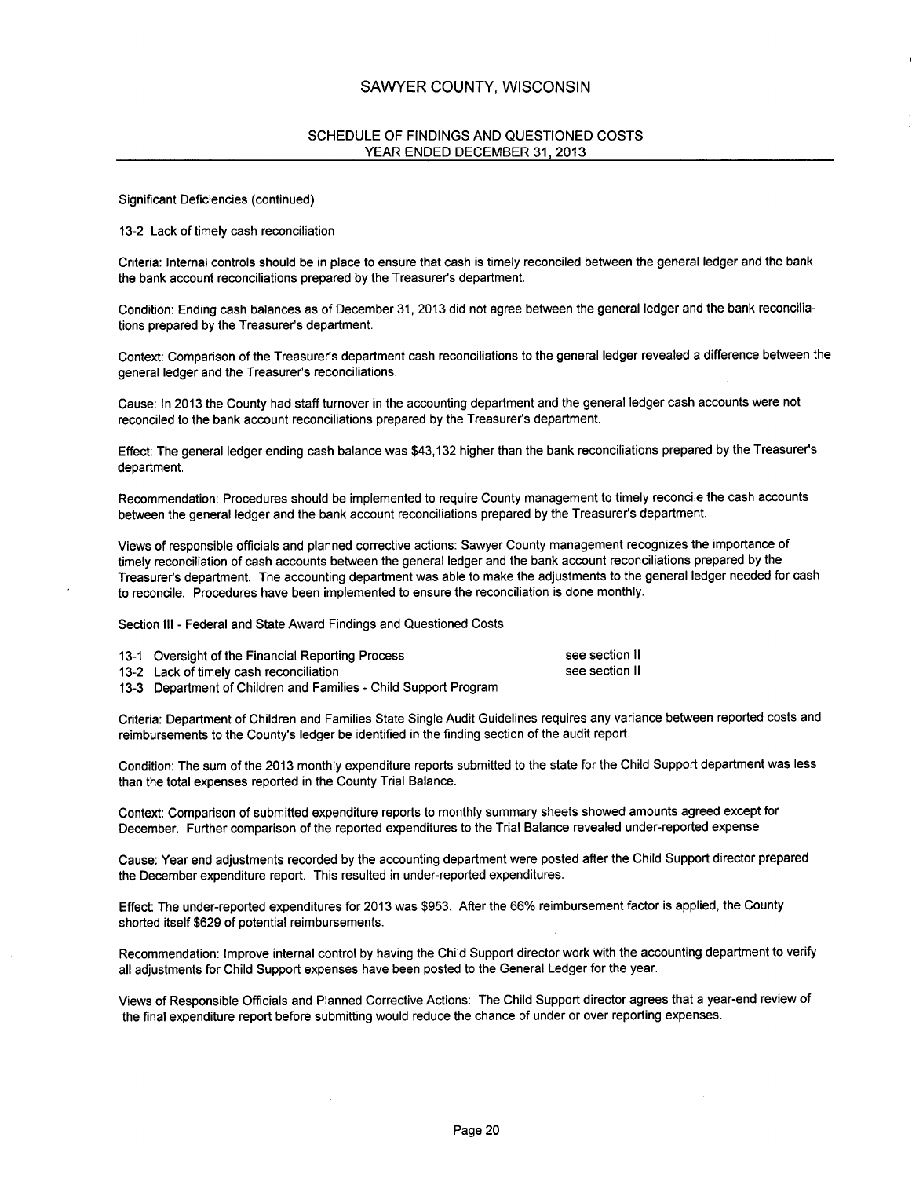# SAWYER COUNTY, WISCONSIN

## SCHEDULE OF FINDINGS AND QUESTIONED COSTS
## YEAR ENDED DECEMBER 31, 2013

Significant Deficiencies (continued)

13-2 Lack of timely cash reconciliation

Criteria: Internal controls should be in place to ensure that cash is timely reconciled between the general ledger and the bank the bank account reconciliations prepared by the Treasurer's department.

Condition: Ending cash balances as of December 31, 2013 did not agree between the general ledger and the bank reconciliations prepared by the Treasurer's department.

Context: Comparison of the Treasurer's department cash reconciliations to the general ledger revealed a difference between the general ledger and the Treasurer's reconciliations.

Cause: In 2013 the County had staff turnover in the accounting department and the general ledger cash accounts were not reconciled to the bank account reconciliations prepared by the Treasurer's department.

Effect: The general ledger ending cash balance was $43,132 higher than the bank reconciliations prepared by the Treasurer's department.

Recommendation: Procedures should be implemented to require County management to timely reconcile the cash accounts between the general ledger and the bank account reconciliations prepared by the Treasurer's department.

Views of responsible officials and planned corrective actions: Sawyer County management recognizes the importance of timely reconciliation of cash accounts between the general ledger and the bank account reconciliations prepared by the Treasurer's department. The accounting department was able to make the adjustments to the general ledger needed for cash to reconcile. Procedures have been implemented to ensure the reconciliation is done monthly.

Section III - Federal and State Award Findings and Questioned Costs

| | |
|---|---|
| 13-1 Oversight of the Financial Reporting Process | see section II |
| 13-2 Lack of timely cash reconciliation | see section II |
| 13-3 Department of Children and Families - Child Support Program | |

Criteria: Department of Children and Families State Single Audit Guidelines requires any variance between reported costs and reimbursements to the County's ledger be identified in the finding section of the audit report.

Condition: The sum of the 2013 monthly expenditure reports submitted to the state for the Child Support department was less than the total expenses reported in the County Trial Balance.

Context: Comparison of submitted expenditure reports to monthly summary sheets showed amounts agreed except for December. Further comparison of the reported expenditures to the Trial Balance revealed under-reported expense.

Cause: Year end adjustments recorded by the accounting department were posted after the Child Support director prepared the December expenditure report. This resulted in under-reported expenditures.

Effect: The under-reported expenditures for 2013 was $953. After the 66% reimbursement factor is applied, the County shorted itself $629 of potential reimbursements.

Recommendation: Improve internal control by having the Child Support director work with the accounting department to verify all adjustments for Child Support expenses have been posted to the General Ledger for the year.

Views of Responsible Officials and Planned Corrective Actions: The Child Support director agrees that a year-end review of the final expenditure report before submitting would reduce the chance of under or over reporting expenses.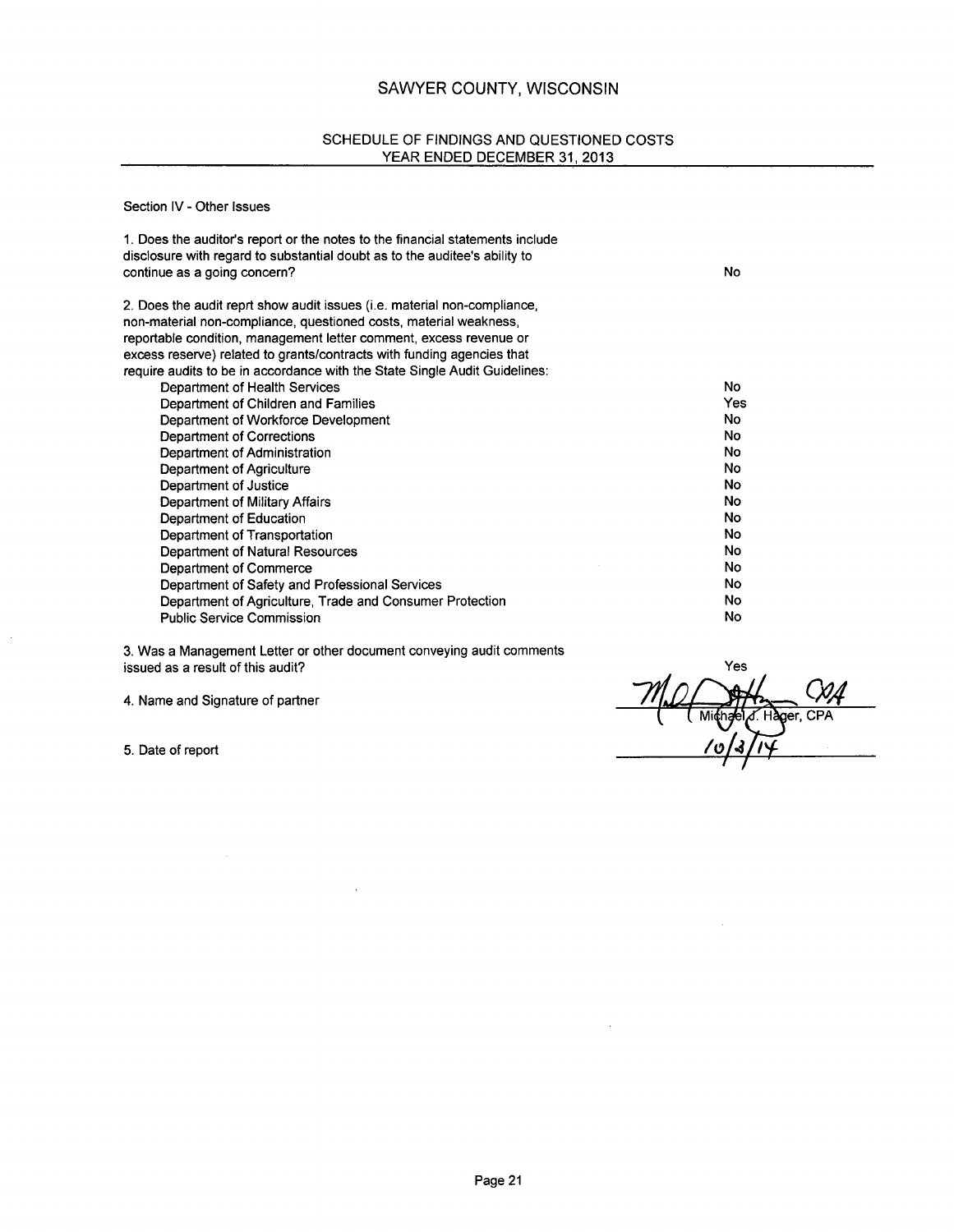# SAWYER COUNTY, WISCONSIN

## SCHEDULE OF FINDINGS AND QUESTIONED COSTS
## YEAR ENDED DECEMBER 31, 2013

Section IV - Other Issues

| | |
|---|---|
| 1. Does the auditor's report or the notes to the financial statements include disclosure with regard to substantial doubt as to the auditee's ability to continue as a going concern? | No |
| 2. Does the audit reprt show audit issues (i.e. material non-compliance, non-material non-compliance, questioned costs, material weakness, reportable condition, management letter comment, excess revenue or excess reserve) related to grants/contracts with funding agencies that require audits to be in accordance with the State Single Audit Guidelines: | |
| Department of Health Services | No |
| Department of Children and Families | Yes |
| Department of Workforce Development | No |
| Department of Corrections | No |
| Department of Administration | No |
| Department of Agriculture | No |
| Department of Justice | No |
| Department of Military Affairs | No |
| Department of Education | No |
| Department of Transportation | No |
| Department of Natural Resources | No |
| Department of Commerce | No |
| Department of Safety and Professional Services | No |
| Department of Agriculture, Trade and Consumer Protection | No |
| Public Service Commission | No |
| 3. Was a Management Letter or other document conveying audit comments issued as a result of this audit? | Yes |
| 4. Name and Signature of partner | Michael J. Hager, CPA |
| 5. Date of report | 10/3/14 |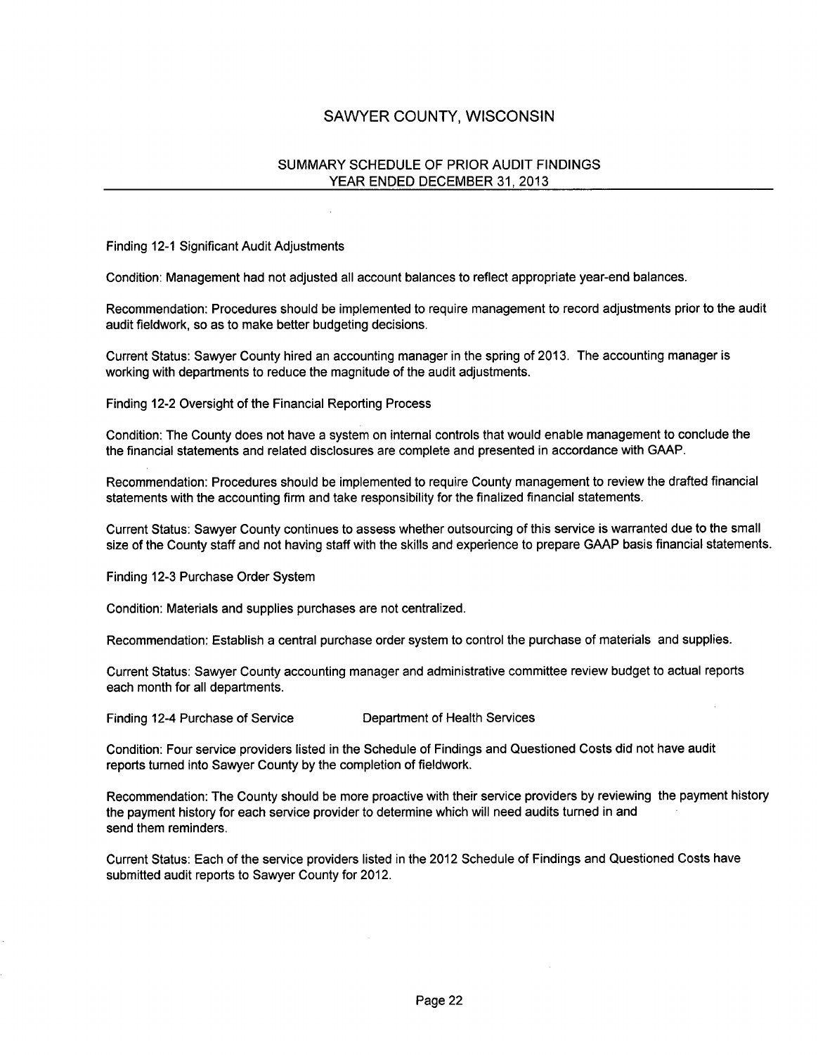# SAWYER COUNTY, WISCONSIN

## SUMMARY SCHEDULE OF PRIOR AUDIT FINDINGS
## YEAR ENDED DECEMBER 31, 2013

Finding 12-1 Significant Audit Adjustments

Condition: Management had not adjusted all account balances to reflect appropriate year-end balances.

Recommendation: Procedures should be implemented to require management to record adjustments prior to the audit audit fieldwork, so as to make better budgeting decisions.

Current Status: Sawyer County hired an accounting manager in the spring of 2013. The accounting manager is working with departments to reduce the magnitude of the audit adjustments.

Finding 12-2 Oversight of the Financial Reporting Process

Condition: The County does not have a system on internal controls that would enable management to conclude the the financial statements and related disclosures are complete and presented in accordance with GAAP.

Recommendation: Procedures should be implemented to require County management to review the drafted financial statements with the accounting firm and take responsibility for the finalized financial statements.

Current Status: Sawyer County continues to assess whether outsourcing of this service is warranted due to the small size of the County staff and not having staff with the skills and experience to prepare GAAP basis financial statements.

Finding 12-3 Purchase Order System

Condition: Materials and supplies purchases are not centralized.

Recommendation: Establish a central purchase order system to control the purchase of materials and supplies.

Current Status: Sawyer County accounting manager and administrative committee review budget to actual reports each month for all departments.

Finding 12-4 Purchase of Service Department of Health Services

Condition: Four service providers listed in the Schedule of Findings and Questioned Costs did not have audit reports turned into Sawyer County by the completion of fieldwork.

Recommendation: The County should be more proactive with their service providers by reviewing the payment history the payment history for each service provider to determine which will need audits turned in and send them reminders.

Current Status: Each of the service providers listed in the 2012 Schedule of Findings and Questioned Costs have submitted audit reports to Sawyer County for 2012.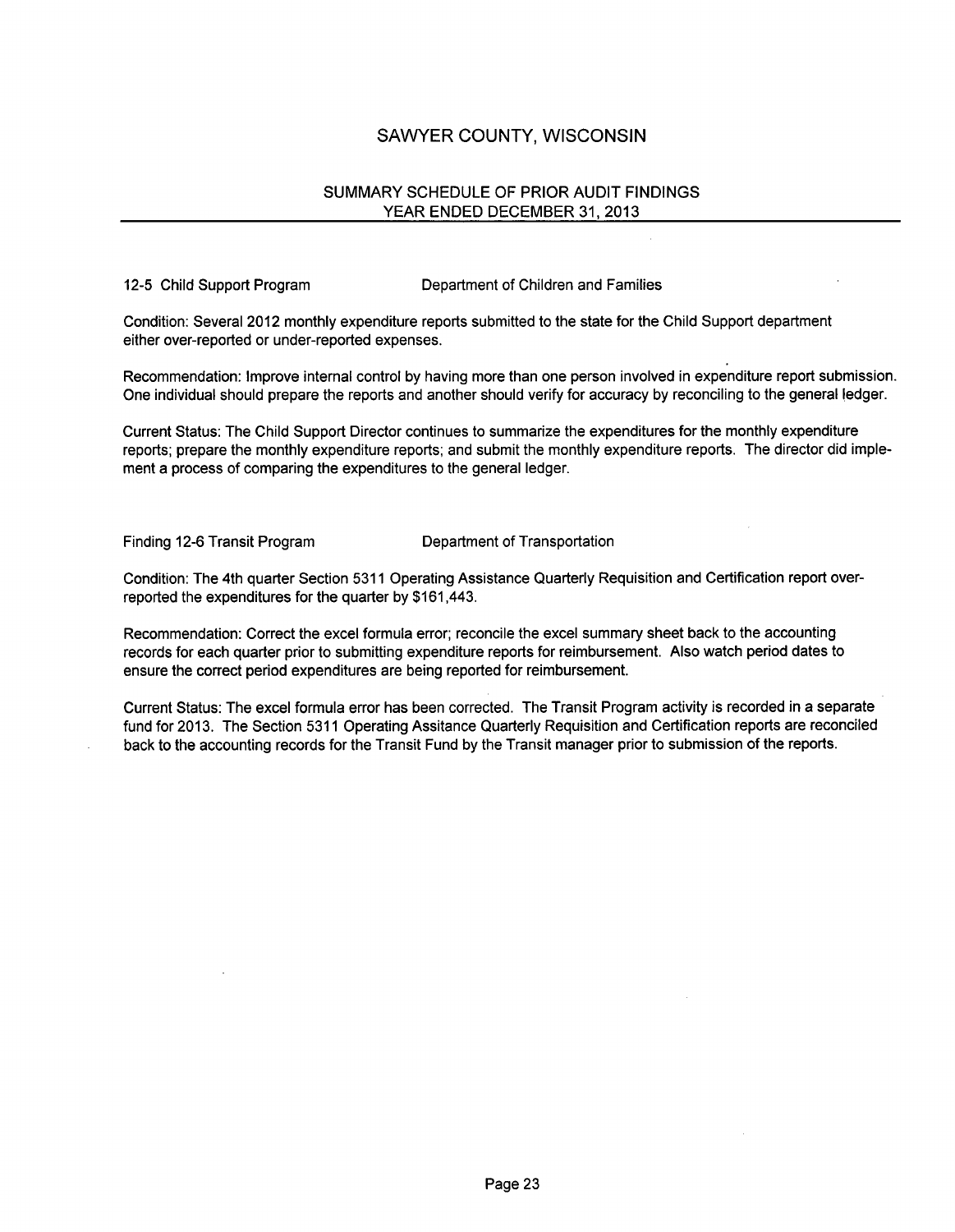# SAWYER COUNTY, WISCONSIN

## SUMMARY SCHEDULE OF PRIOR AUDIT FINDINGS
## YEAR ENDED DECEMBER 31, 2013

12-5 Child Support Program Department of Children and Families

Condition: Several 2012 monthly expenditure reports submitted to the state for the Child Support department either over-reported or under-reported expenses.

Recommendation: Improve internal control by having more than one person involved in expenditure report submission. One individual should prepare the reports and another should verify for accuracy by reconciling to the general ledger.

Current Status: The Child Support Director continues to summarize the expenditures for the monthly expenditure reports; prepare the monthly expenditure reports; and submit the monthly expenditure reports. The director did implement a process of comparing the expenditures to the general ledger.

Finding 12-6 Transit Program Department of Transportation

Condition: The 4th quarter Section 5311 Operating Assistance Quarterly Requisition and Certification report over-reported the expenditures for the quarter by $161,443.

Recommendation: Correct the excel formula error; reconcile the excel summary sheet back to the accounting records for each quarter prior to submitting expenditure reports for reimbursement. Also watch period dates to ensure the correct period expenditures are being reported for reimbursement.

Current Status: The excel formula error has been corrected. The Transit Program activity is recorded in a separate fund for 2013. The Section 5311 Operating Assitance Quarterly Requisition and Certification reports are reconciled back to the accounting records for the Transit Fund by the Transit manager prior to submission of the reports.